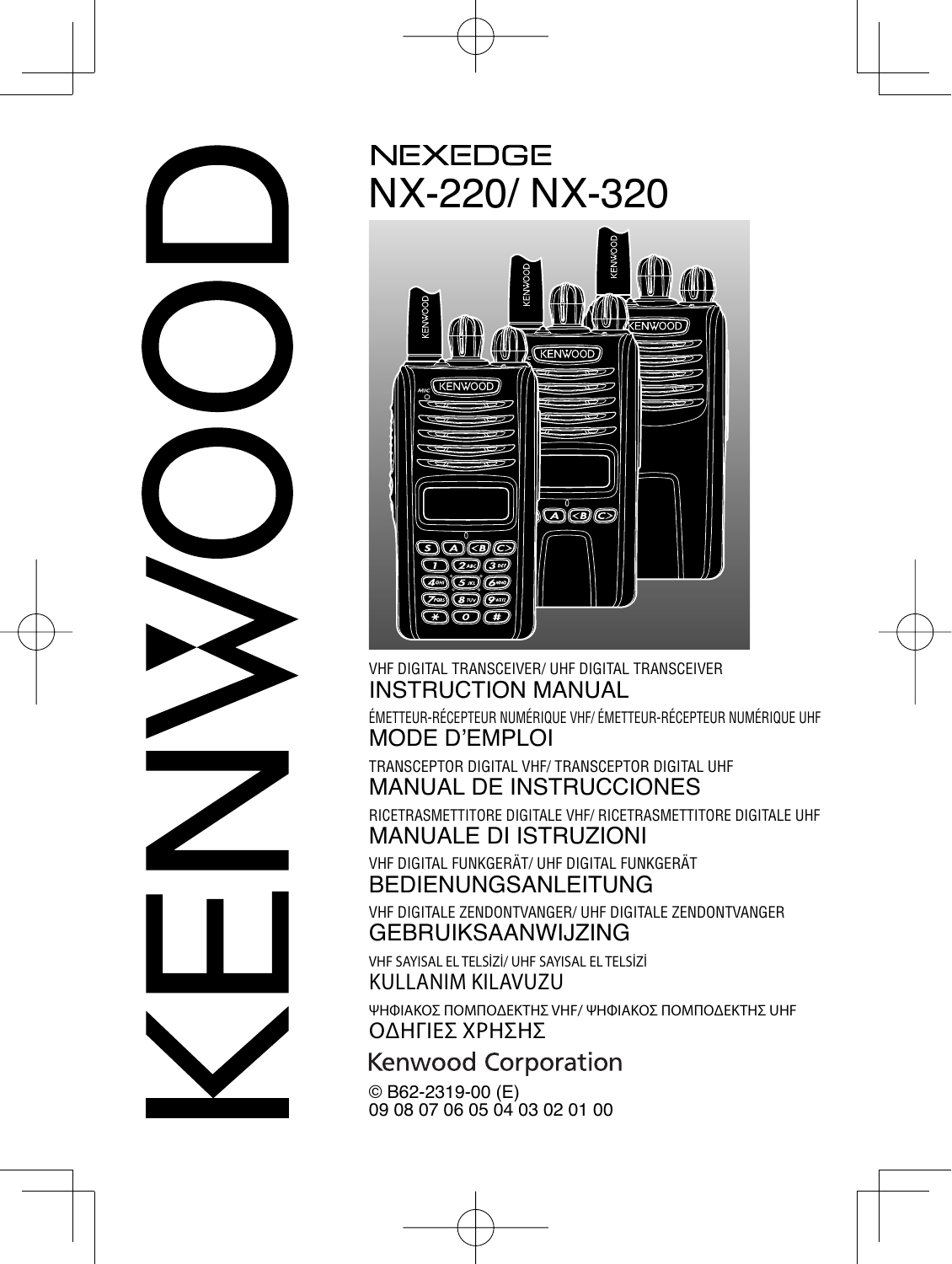KENWOOD

NEXEDGE

# NX-220/ NX-320

VHF DIGITAL TRANSCEIVER/ UHF DIGITAL TRANSCEIVER

## INSTRUCTION MANUAL

ÉMETTEUR-RÉCEPTEUR NUMÉRIQUE VHF/ ÉMETTEUR-RÉCEPTEUR NUMÉRIQUE UHF

## MODE D'EMPLOI

TRANSCEPTOR DIGITAL VHF/ TRANSCEPTOR DIGITAL UHF

## MANUAL DE INSTRUCCIONES

RICETRASMETTITORE DIGITALE VHF/ RICETRASMETTITORE DIGITALE UHF

## MANUALE DI ISTRUZIONI

VHF DIGITAL FUNKGERÄT/ UHF DIGITAL FUNKGERÄT

## BEDIENUNGSANLEITUNG

VHF DIGITALE ZENDONTVANGER/ UHF DIGITALE ZENDONTVANGER

## GEBRUIKSAANWIJZING

VHF SAYISAL EL TELSİZİ/ UHF SAYISAL EL TELSİZİ

## KULLANIM KILAVUZU

ΨΗΦΙΑΚΟΣ ΠΟΜΠΟΔΕΚΤΗΣ VHF/ ΨΗΦΙΑΚΟΣ ΠΟΜΠΟΔΕΚΤΗΣ UHF

## ΟΔΗΓΙΕΣ ΧΡΗΣΗΣ

Kenwood Corporation

© B62-2319-00 (E)
09 08 07 06 05 04 03 02 01 00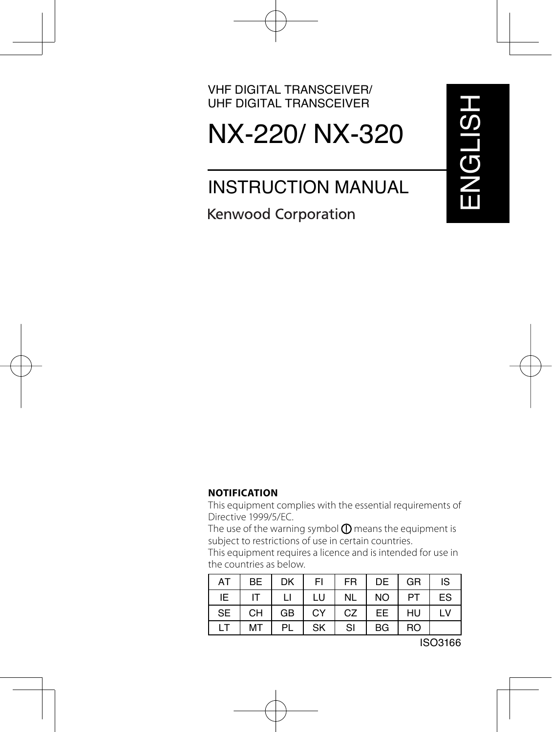VHF DIGITAL TRANSCEIVER/
UHF DIGITAL TRANSCEIVER

# NX-220/ NX-320

## INSTRUCTION MANUAL

Kenwood Corporation

ENGLISH

**NOTIFICATION**

This equipment complies with the essential requirements of Directive 1999/5/EC.

The use of the warning symbol ⓘ means the equipment is subject to restrictions of use in certain countries.

This equipment requires a licence and is intended for use in the countries as below.

| AT | BE | DK | FI | FR | DE | GR | IS |
|---|---|---|---|---|---|---|---|
| IE | IT | LI | LU | NL | NO | PT | ES |
| SE | CH | GB | CY | CZ | EE | HU | LV |
| LT | MT | PL | SK | SI | BG | RO | |

ISO3166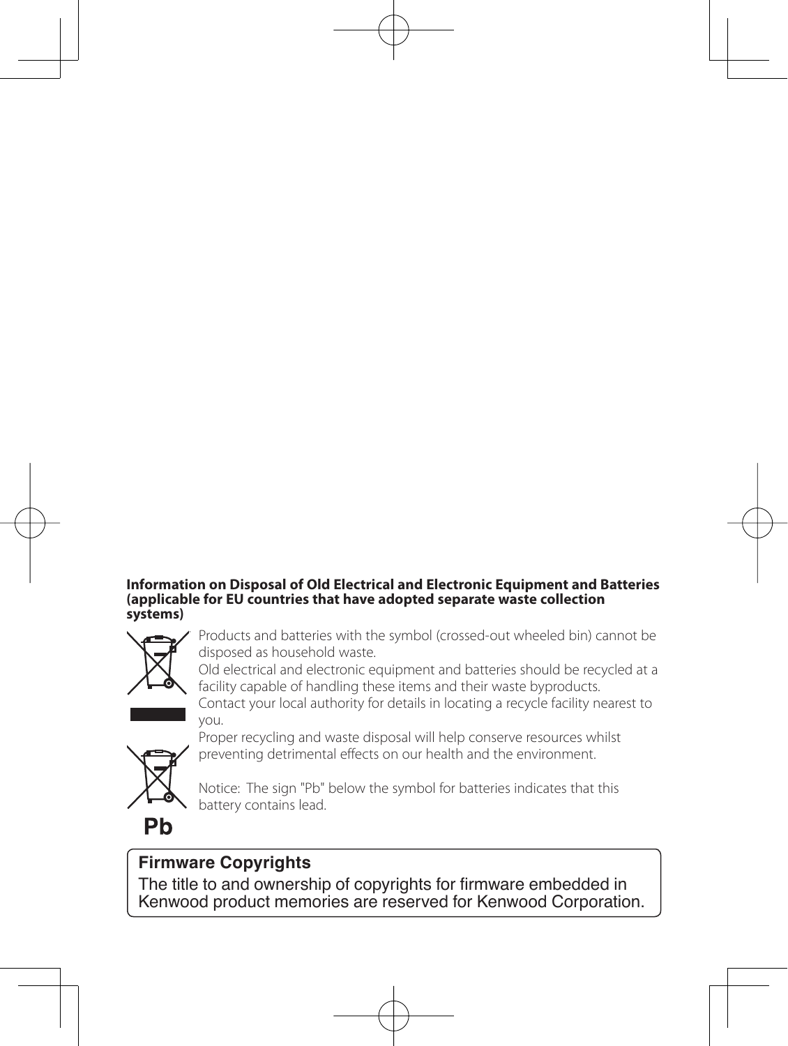**Information on Disposal of Old Electrical and Electronic Equipment and Batteries (applicable for EU countries that have adopted separate waste collection systems)**

Products and batteries with the symbol (crossed-out wheeled bin) cannot be disposed as household waste.
Old electrical and electronic equipment and batteries should be recycled at a facility capable of handling these items and their waste byproducts.
Contact your local authority for details in locating a recycle facility nearest to you.
Proper recycling and waste disposal will help conserve resources whilst preventing detrimental effects on our health and the environment.

Notice: The sign "Pb" below the symbol for batteries indicates that this battery contains lead.

Pb

**Firmware Copyrights**

The title to and ownership of copyrights for firmware embedded in Kenwood product memories are reserved for Kenwood Corporation.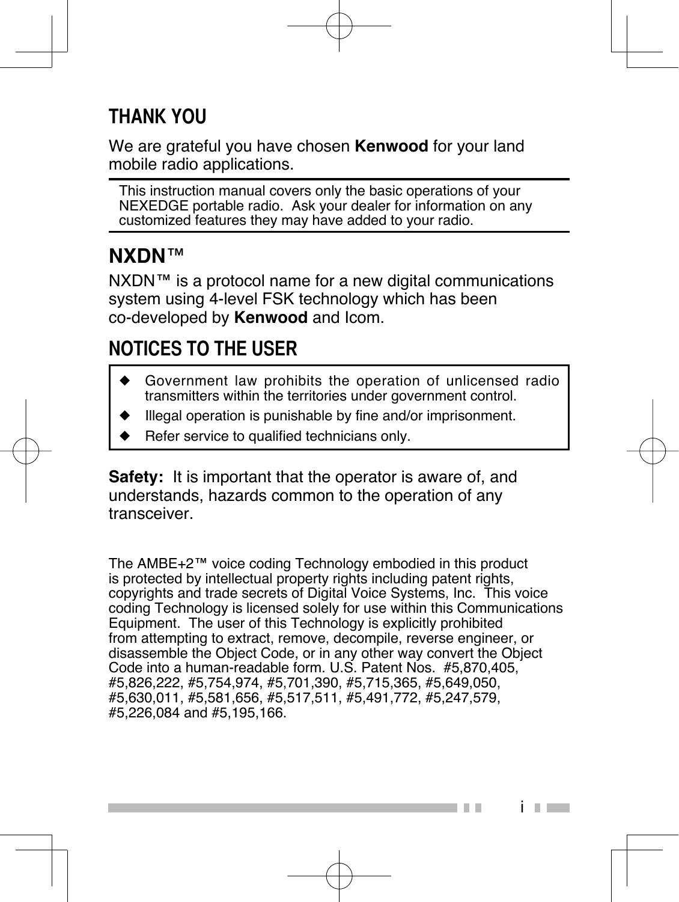## THANK YOU

We are grateful you have chosen **Kenwood** for your land mobile radio applications.

This instruction manual covers only the basic operations of your NEXEDGE portable radio.  Ask your dealer for information on any customized features they may have added to your radio.

## NXDN™

NXDN™ is a protocol name for a new digital communications system using 4-level FSK technology which has been co-developed by **Kenwood** and Icom.

## NOTICES TO THE USER

- Government law prohibits the operation of unlicensed radio transmitters within the territories under government control.
- Illegal operation is punishable by fine and/or imprisonment.
- Refer service to qualified technicians only.

**Safety:**  It is important that the operator is aware of, and understands, hazards common to the operation of any transceiver.

The AMBE+2™ voice coding Technology embodied in this product is protected by intellectual property rights including patent rights, copyrights and trade secrets of Digital Voice Systems, Inc.  This voice coding Technology is licensed solely for use within this Communications Equipment.  The user of this Technology is explicitly prohibited from attempting to extract, remove, decompile, reverse engineer, or disassemble the Object Code, or in any other way convert the Object Code into a human-readable form. U.S. Patent Nos.  #5,870,405, #5,826,222, #5,754,974, #5,701,390, #5,715,365, #5,649,050, #5,630,011, #5,581,656, #5,517,511, #5,491,772, #5,247,579, #5,226,084 and #5,195,166.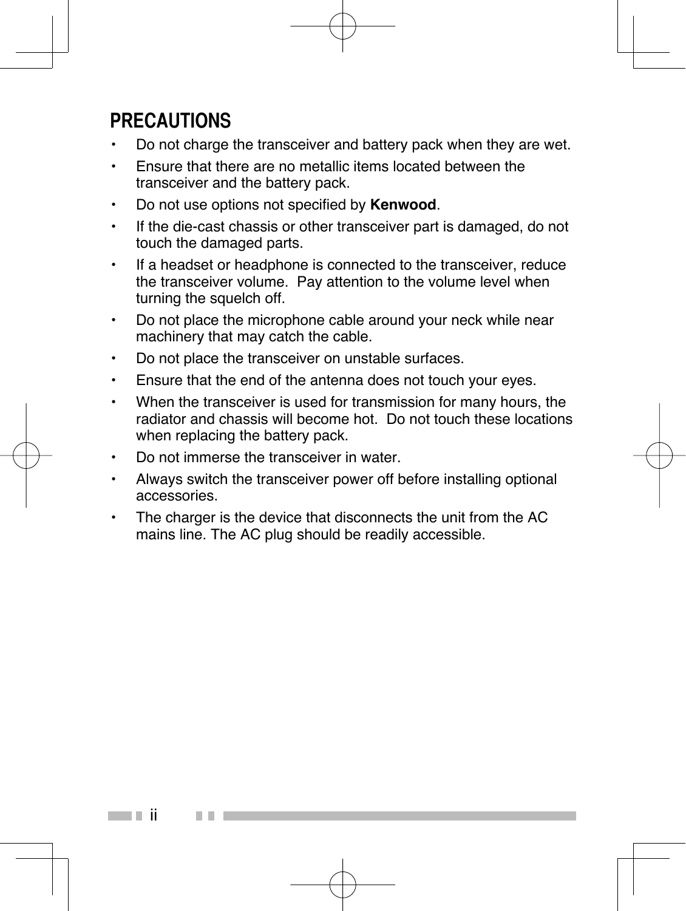## PRECAUTIONS

- Do not charge the transceiver and battery pack when they are wet.
- Ensure that there are no metallic items located between the transceiver and the battery pack.
- Do not use options not specified by **Kenwood**.
- If the die-cast chassis or other transceiver part is damaged, do not touch the damaged parts.
- If a headset or headphone is connected to the transceiver, reduce the transceiver volume.  Pay attention to the volume level when turning the squelch off.
- Do not place the microphone cable around your neck while near machinery that may catch the cable.
- Do not place the transceiver on unstable surfaces.
- Ensure that the end of the antenna does not touch your eyes.
- When the transceiver is used for transmission for many hours, the radiator and chassis will become hot.  Do not touch these locations when replacing the battery pack.
- Do not immerse the transceiver in water.
- Always switch the transceiver power off before installing optional accessories.
- The charger is the device that disconnects the unit from the AC mains line. The AC plug should be readily accessible.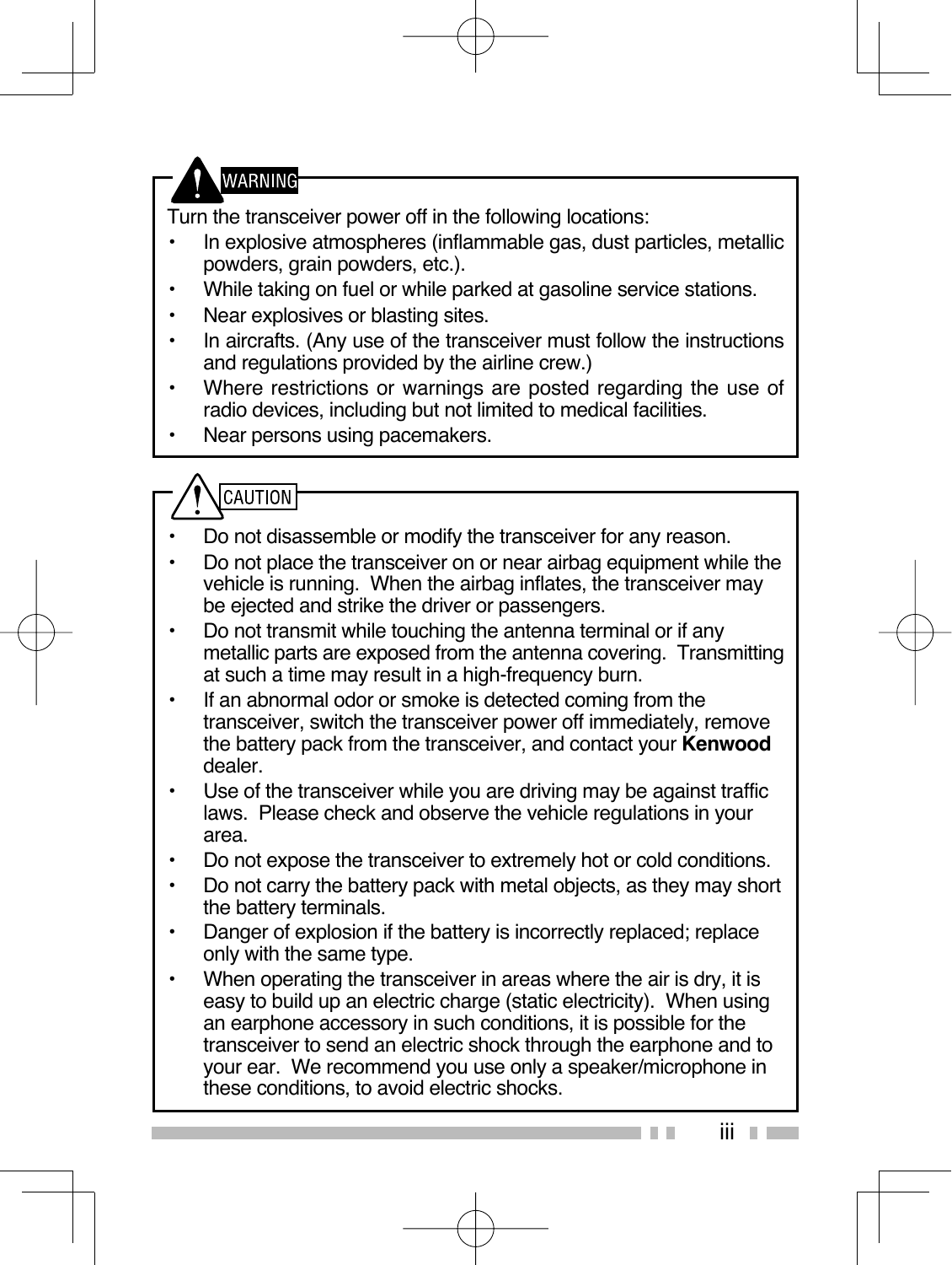## WARNING

Turn the transceiver power off in the following locations:

- In explosive atmospheres (inflammable gas, dust particles, metallic powders, grain powders, etc.).
- While taking on fuel or while parked at gasoline service stations.
- Near explosives or blasting sites.
- In aircrafts. (Any use of the transceiver must follow the instructions and regulations provided by the airline crew.)
- Where restrictions or warnings are posted regarding the use of radio devices, including but not limited to medical facilities.
- Near persons using pacemakers.

## CAUTION

- Do not disassemble or modify the transceiver for any reason.
- Do not place the transceiver on or near airbag equipment while the vehicle is running. When the airbag inflates, the transceiver may be ejected and strike the driver or passengers.
- Do not transmit while touching the antenna terminal or if any metallic parts are exposed from the antenna covering. Transmitting at such a time may result in a high-frequency burn.
- If an abnormal odor or smoke is detected coming from the transceiver, switch the transceiver power off immediately, remove the battery pack from the transceiver, and contact your **Kenwood** dealer.
- Use of the transceiver while you are driving may be against traffic laws. Please check and observe the vehicle regulations in your area.
- Do not expose the transceiver to extremely hot or cold conditions.
- Do not carry the battery pack with metal objects, as they may short the battery terminals.
- Danger of explosion if the battery is incorrectly replaced; replace only with the same type.
- When operating the transceiver in areas where the air is dry, it is easy to build up an electric charge (static electricity). When using an earphone accessory in such conditions, it is possible for the transceiver to send an electric shock through the earphone and to your ear. We recommend you use only a speaker/microphone in these conditions, to avoid electric shocks.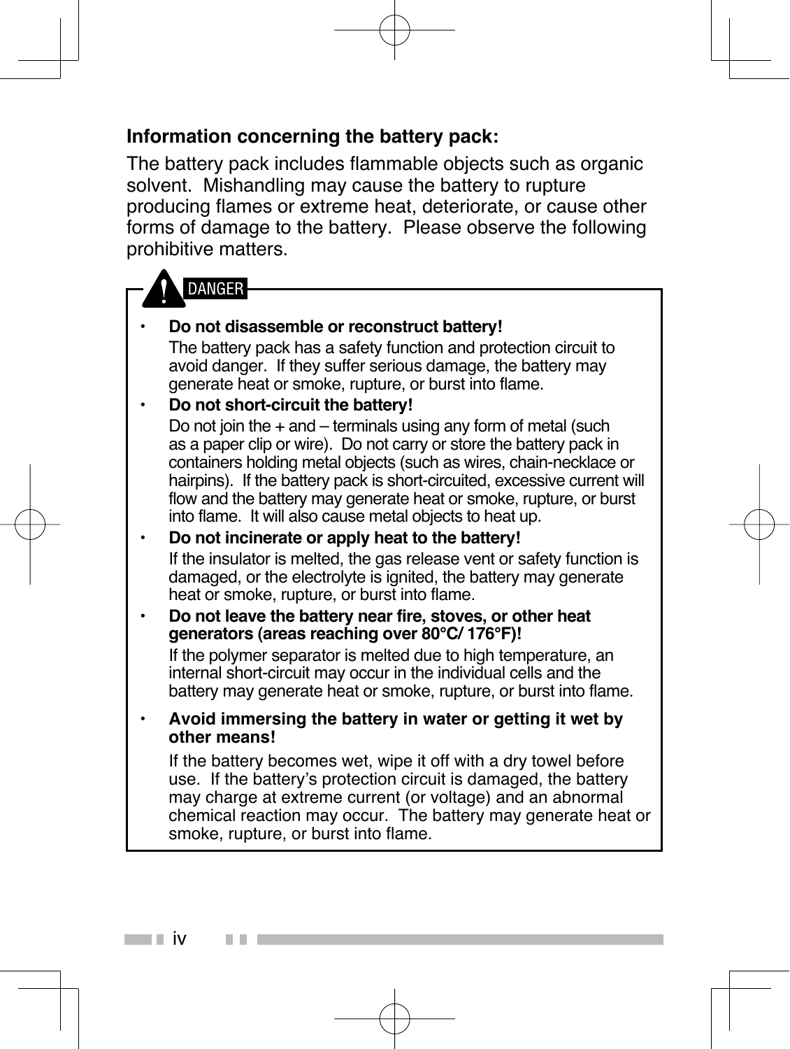**Information concerning the battery pack:**

The battery pack includes flammable objects such as organic solvent. Mishandling may cause the battery to rupture producing flames or extreme heat, deteriorate, or cause other forms of damage to the battery. Please observe the following prohibitive matters.

**DANGER**

- **Do not disassemble or reconstruct battery!**
  The battery pack has a safety function and protection circuit to avoid danger. If they suffer serious damage, the battery may generate heat or smoke, rupture, or burst into flame.
- **Do not short-circuit the battery!**
  Do not join the + and – terminals using any form of metal (such as a paper clip or wire). Do not carry or store the battery pack in containers holding metal objects (such as wires, chain-necklace or hairpins). If the battery pack is short-circuited, excessive current will flow and the battery may generate heat or smoke, rupture, or burst into flame. It will also cause metal objects to heat up.
- **Do not incinerate or apply heat to the battery!**
  If the insulator is melted, the gas release vent or safety function is damaged, or the electrolyte is ignited, the battery may generate heat or smoke, rupture, or burst into flame.
- **Do not leave the battery near fire, stoves, or other heat generators (areas reaching over 80°C/ 176°F)!**
  If the polymer separator is melted due to high temperature, an internal short-circuit may occur in the individual cells and the battery may generate heat or smoke, rupture, or burst into flame.
- **Avoid immersing the battery in water or getting it wet by other means!**
  If the battery becomes wet, wipe it off with a dry towel before use. If the battery's protection circuit is damaged, the battery may charge at extreme current (or voltage) and an abnormal chemical reaction may occur. The battery may generate heat or smoke, rupture, or burst into flame.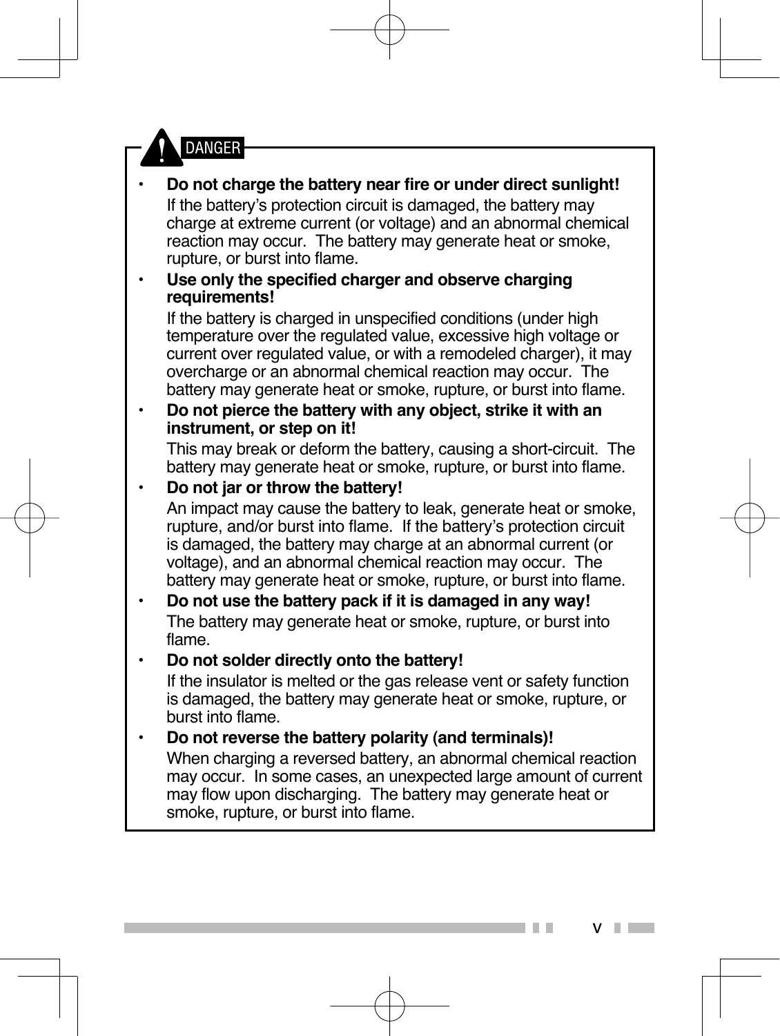**DANGER**

- **Do not charge the battery near fire or under direct sunlight!**

  If the battery's protection circuit is damaged, the battery may charge at extreme current (or voltage) and an abnormal chemical reaction may occur. The battery may generate heat or smoke, rupture, or burst into flame.

- **Use only the specified charger and observe charging requirements!**

  If the battery is charged in unspecified conditions (under high temperature over the regulated value, excessive high voltage or current over regulated value, or with a remodeled charger), it may overcharge or an abnormal chemical reaction may occur. The battery may generate heat or smoke, rupture, or burst into flame.

- **Do not pierce the battery with any object, strike it with an instrument, or step on it!**

  This may break or deform the battery, causing a short-circuit. The battery may generate heat or smoke, rupture, or burst into flame.

- **Do not jar or throw the battery!**

  An impact may cause the battery to leak, generate heat or smoke, rupture, and/or burst into flame. If the battery's protection circuit is damaged, the battery may charge at an abnormal current (or voltage), and an abnormal chemical reaction may occur. The battery may generate heat or smoke, rupture, or burst into flame.

- **Do not use the battery pack if it is damaged in any way!**

  The battery may generate heat or smoke, rupture, or burst into flame.

- **Do not solder directly onto the battery!**

  If the insulator is melted or the gas release vent or safety function is damaged, the battery may generate heat or smoke, rupture, or burst into flame.

- **Do not reverse the battery polarity (and terminals)!**

  When charging a reversed battery, an abnormal chemical reaction may occur. In some cases, an unexpected large amount of current may flow upon discharging. The battery may generate heat or smoke, rupture, or burst into flame.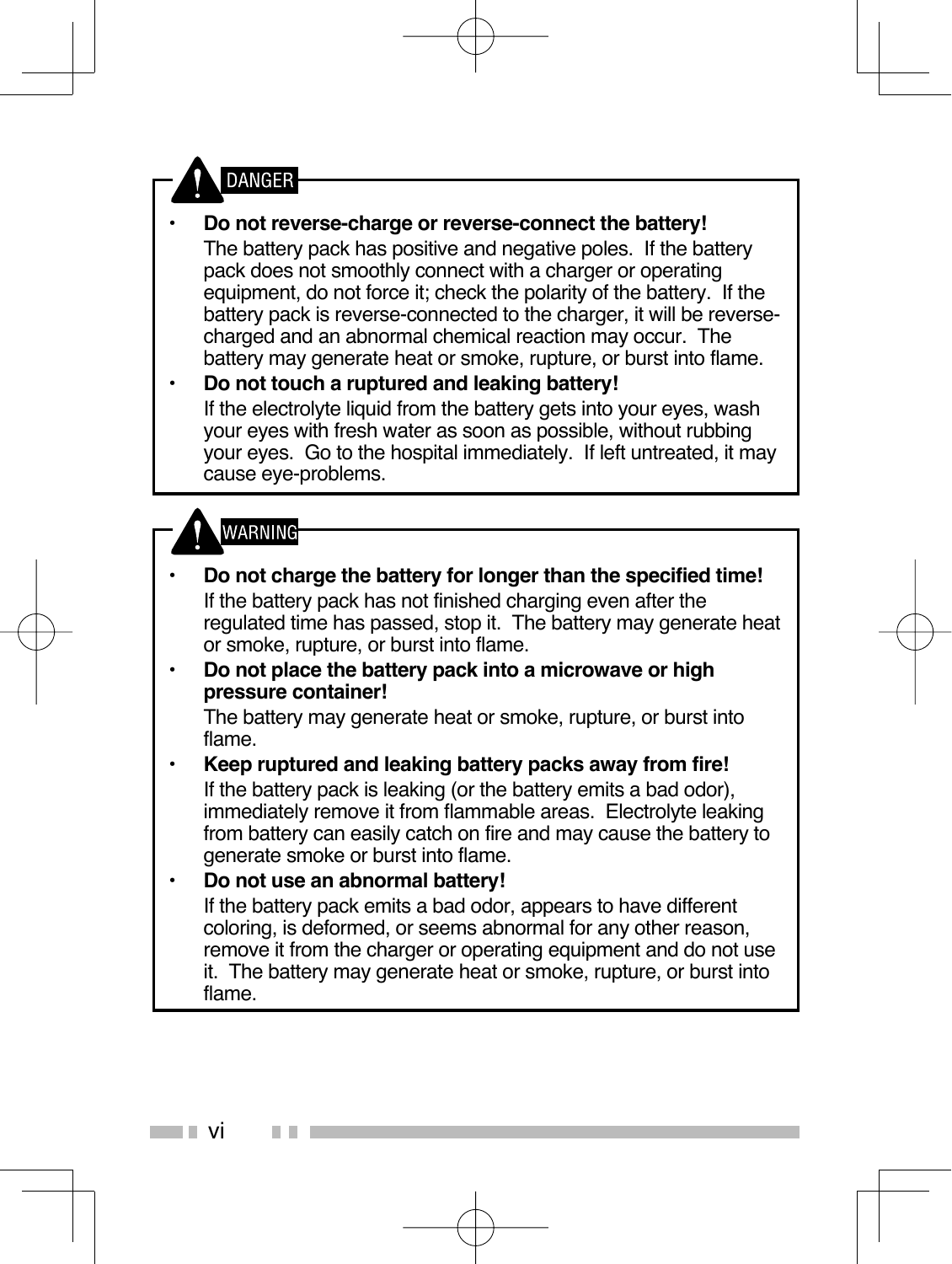## DANGER

- **Do not reverse-charge or reverse-connect the battery!**
  The battery pack has positive and negative poles. If the battery pack does not smoothly connect with a charger or operating equipment, do not force it; check the polarity of the battery. If the battery pack is reverse-connected to the charger, it will be reverse-charged and an abnormal chemical reaction may occur. The battery may generate heat or smoke, rupture, or burst into flame.
- **Do not touch a ruptured and leaking battery!**
  If the electrolyte liquid from the battery gets into your eyes, wash your eyes with fresh water as soon as possible, without rubbing your eyes. Go to the hospital immediately. If left untreated, it may cause eye-problems.

## WARNING

- **Do not charge the battery for longer than the specified time!**
  If the battery pack has not finished charging even after the regulated time has passed, stop it. The battery may generate heat or smoke, rupture, or burst into flame.
- **Do not place the battery pack into a microwave or high pressure container!**
  The battery may generate heat or smoke, rupture, or burst into flame.
- **Keep ruptured and leaking battery packs away from fire!**
  If the battery pack is leaking (or the battery emits a bad odor), immediately remove it from flammable areas. Electrolyte leaking from battery can easily catch on fire and may cause the battery to generate smoke or burst into flame.
- **Do not use an abnormal battery!**
  If the battery pack emits a bad odor, appears to have different coloring, is deformed, or seems abnormal for any other reason, remove it from the charger or operating equipment and do not use it. The battery may generate heat or smoke, rupture, or burst into flame.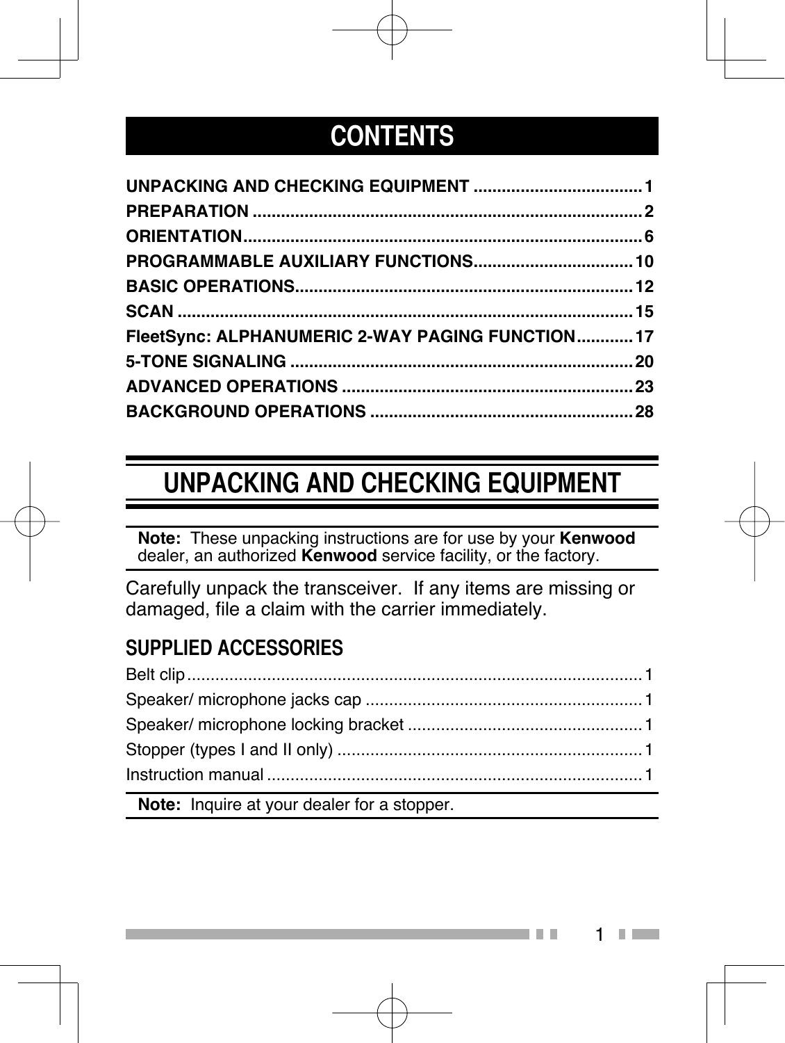# CONTENTS

| | |
|---|---|
| **UNPACKING AND CHECKING EQUIPMENT** | **1** |
| **PREPARATION** | **2** |
| **ORIENTATION** | **6** |
| **PROGRAMMABLE AUXILIARY FUNCTIONS** | **10** |
| **BASIC OPERATIONS** | **12** |
| **SCAN** | **15** |
| **FleetSync: ALPHANUMERIC 2-WAY PAGING FUNCTION** | **17** |
| **5-TONE SIGNALING** | **20** |
| **ADVANCED OPERATIONS** | **23** |
| **BACKGROUND OPERATIONS** | **28** |

# UNPACKING AND CHECKING EQUIPMENT

**Note:** These unpacking instructions are for use by your **Kenwood** dealer, an authorized **Kenwood** service facility, or the factory.

Carefully unpack the transceiver. If any items are missing or damaged, file a claim with the carrier immediately.

## SUPPLIED ACCESSORIES

| | |
|---|---|
| Belt clip | 1 |
| Speaker/ microphone jacks cap | 1 |
| Speaker/ microphone locking bracket | 1 |
| Stopper (types I and II only) | 1 |
| Instruction manual | 1 |

**Note:** Inquire at your dealer for a stopper.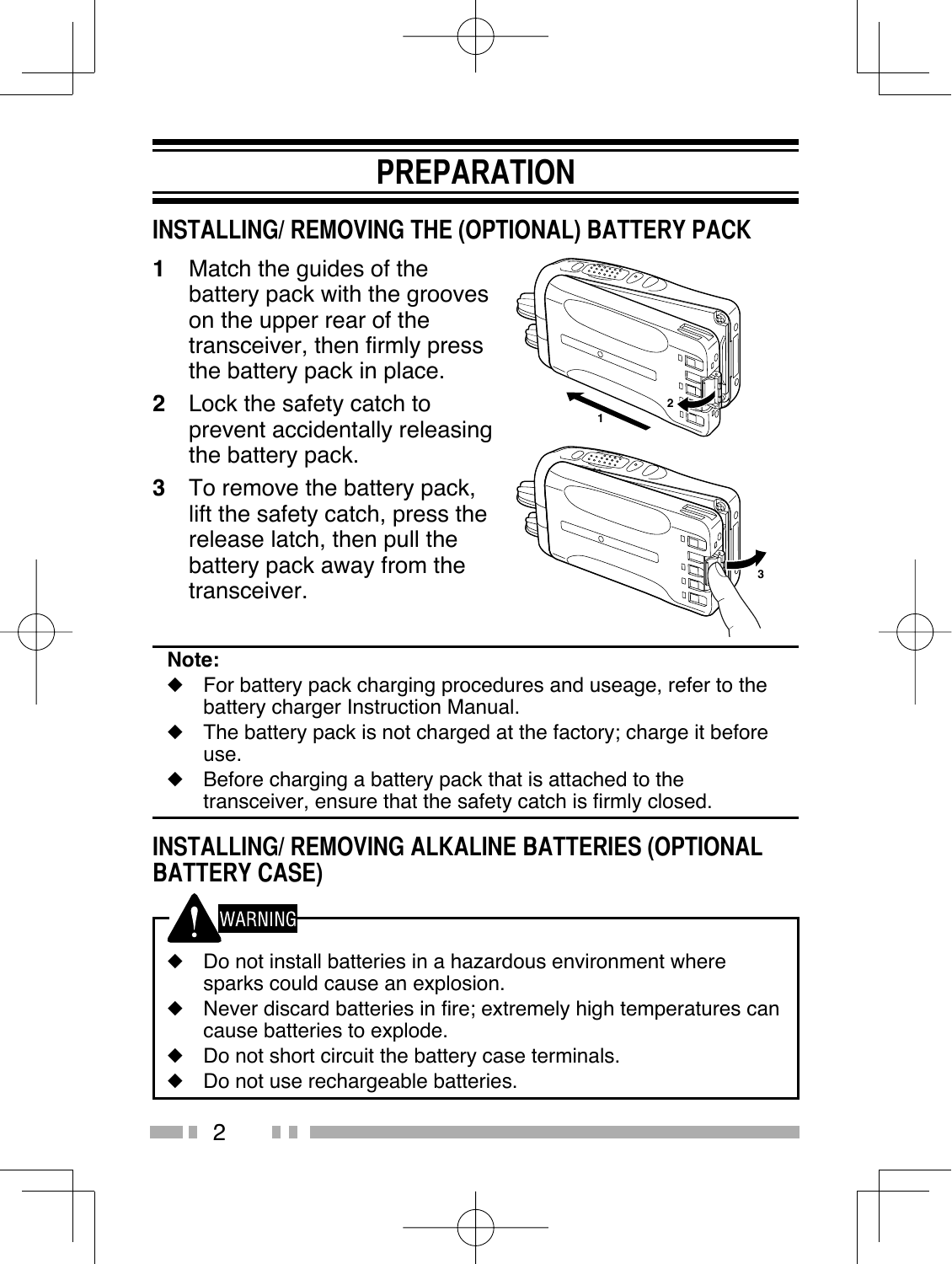# PREPARATION

## INSTALLING/ REMOVING THE (OPTIONAL) BATTERY PACK

1. Match the guides of the battery pack with the grooves on the upper rear of the transceiver, then firmly press the battery pack in place.
2. Lock the safety catch to prevent accidentally releasing the battery pack.
3. To remove the battery pack, lift the safety catch, press the release latch, then pull the battery pack away from the transceiver.

**Note:**

- For battery pack charging procedures and useage, refer to the battery charger Instruction Manual.
- The battery pack is not charged at the factory; charge it before use.
- Before charging a battery pack that is attached to the transceiver, ensure that the safety catch is firmly closed.

## INSTALLING/ REMOVING ALKALINE BATTERIES (OPTIONAL BATTERY CASE)

**WARNING**

- Do not install batteries in a hazardous environment where sparks could cause an explosion.
- Never discard batteries in fire; extremely high temperatures can cause batteries to explode.
- Do not short circuit the battery case terminals.
- Do not use rechargeable batteries.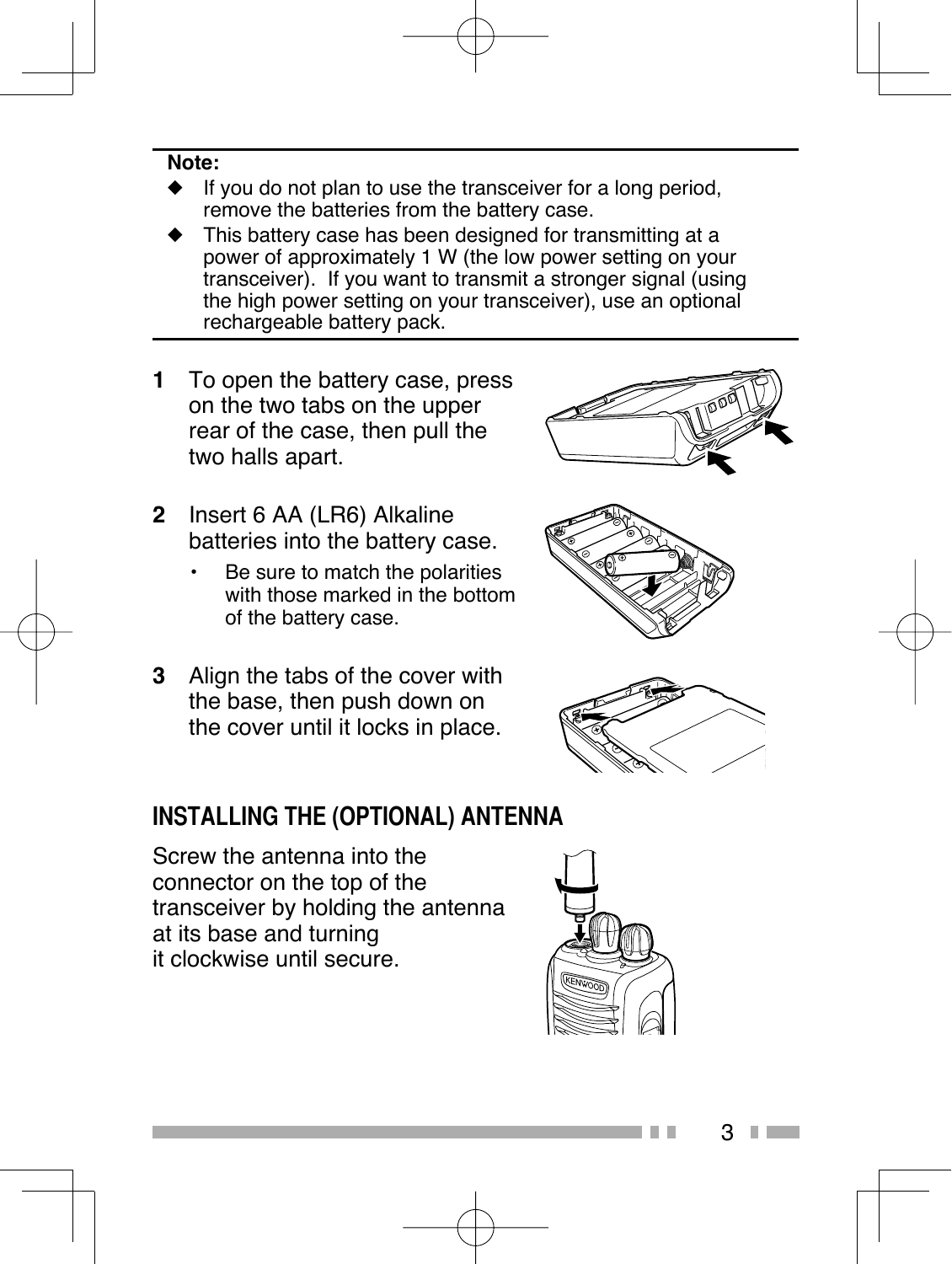**Note:**

- If you do not plan to use the transceiver for a long period, remove the batteries from the battery case.
- This battery case has been designed for transmitting at a power of approximately 1 W (the low power setting on your transceiver). If you want to transmit a stronger signal (using the high power setting on your transceiver), use an optional rechargeable battery pack.

**1** To open the battery case, press on the two tabs on the upper rear of the case, then pull the two halls apart.

**2** Insert 6 AA (LR6) Alkaline batteries into the battery case.

- Be sure to match the polarities with those marked in the bottom of the battery case.

**3** Align the tabs of the cover with the base, then push down on the cover until it locks in place.

## INSTALLING THE (OPTIONAL) ANTENNA

Screw the antenna into the connector on the top of the transceiver by holding the antenna at its base and turning it clockwise until secure.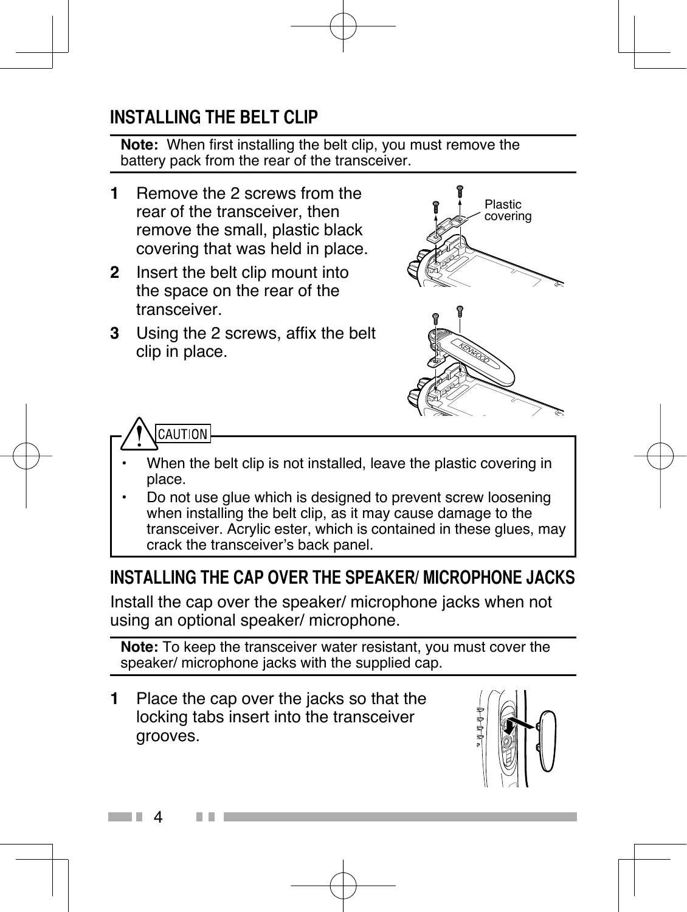## INSTALLING THE BELT CLIP

**Note:** When first installing the belt clip, you must remove the battery pack from the rear of the transceiver.

1. Remove the 2 screws from the rear of the transceiver, then remove the small, plastic black covering that was held in place.
2. Insert the belt clip mount into the space on the rear of the transceiver.
3. Using the 2 screws, affix the belt clip in place.

Plastic covering

**CAUTION**

- When the belt clip is not installed, leave the plastic covering in place.
- Do not use glue which is designed to prevent screw loosening when installing the belt clip, as it may cause damage to the transceiver. Acrylic ester, which is contained in these glues, may crack the transceiver's back panel.

## INSTALLING THE CAP OVER THE SPEAKER/ MICROPHONE JACKS

Install the cap over the speaker/ microphone jacks when not using an optional speaker/ microphone.

**Note:** To keep the transceiver water resistant, you must cover the speaker/ microphone jacks with the supplied cap.

1. Place the cap over the jacks so that the locking tabs insert into the transceiver grooves.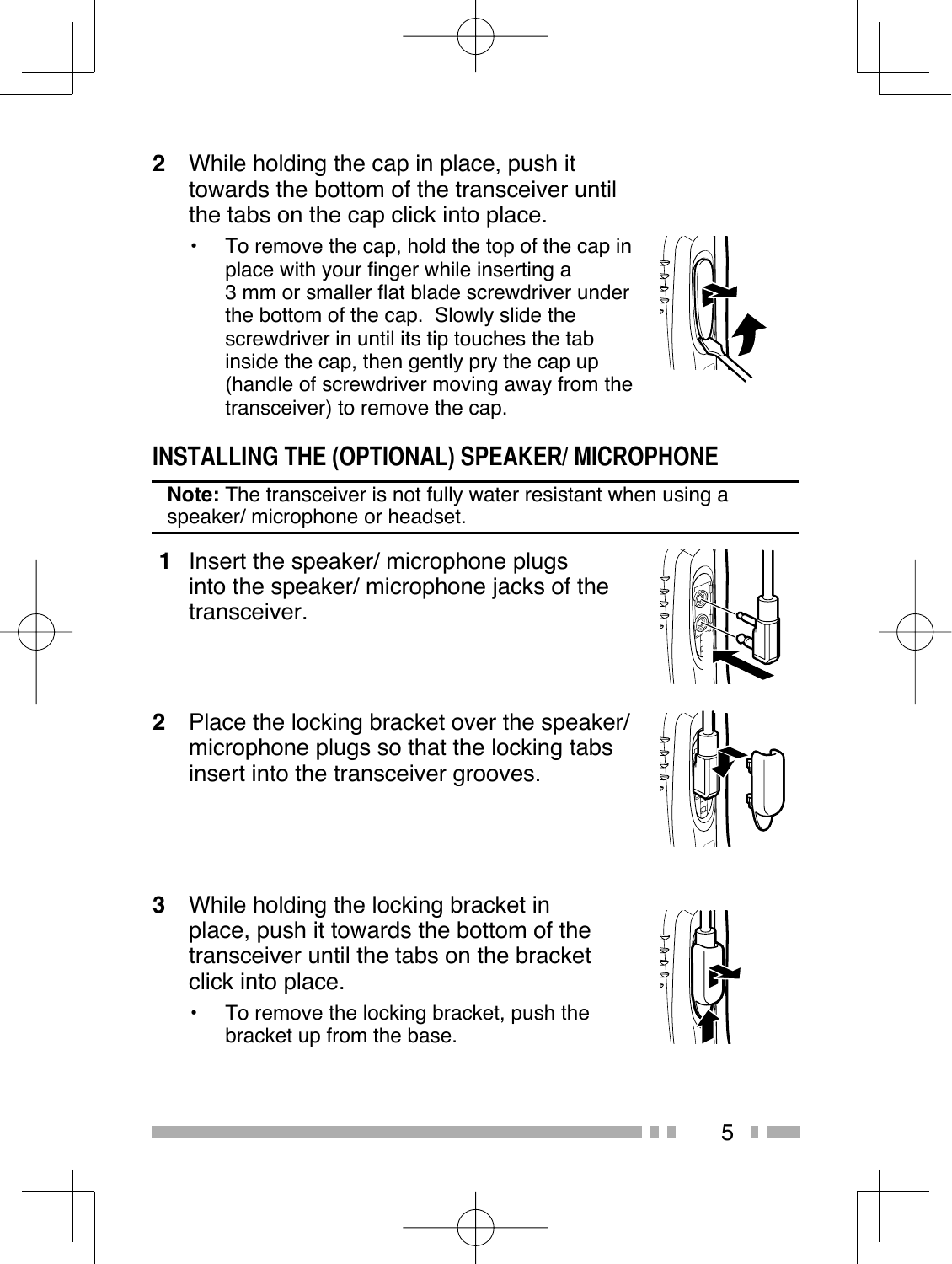2 While holding the cap in place, push it towards the bottom of the transceiver until the tabs on the cap click into place.

- To remove the cap, hold the top of the cap in place with your finger while inserting a 3 mm or smaller flat blade screwdriver under the bottom of the cap. Slowly slide the screwdriver in until its tip touches the tab inside the cap, then gently pry the cap up (handle of screwdriver moving away from the transceiver) to remove the cap.

## INSTALLING THE (OPTIONAL) SPEAKER/ MICROPHONE

**Note:** The transceiver is not fully water resistant when using a speaker/ microphone or headset.

1 Insert the speaker/ microphone plugs into the speaker/ microphone jacks of the transceiver.

2 Place the locking bracket over the speaker/ microphone plugs so that the locking tabs insert into the transceiver grooves.

3 While holding the locking bracket in place, push it towards the bottom of the transceiver until the tabs on the bracket click into place.

- To remove the locking bracket, push the bracket up from the base.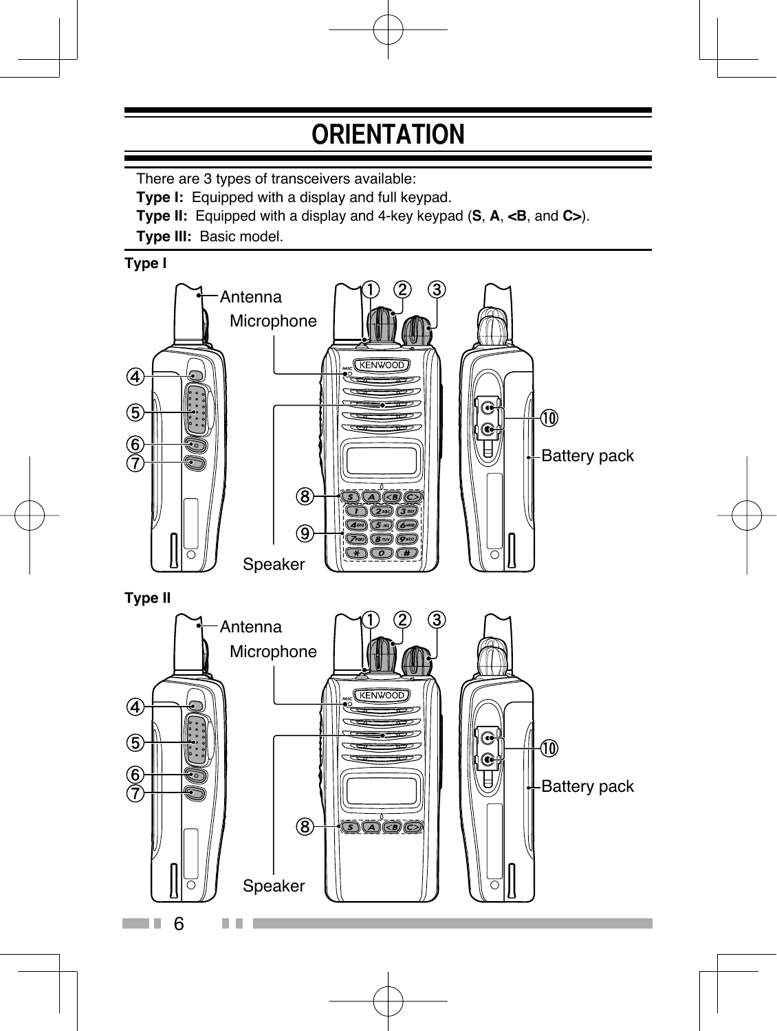# ORIENTATION

There are 3 types of transceivers available:

**Type I:** Equipped with a display and full keypad.

**Type II:** Equipped with a display and 4-key keypad (**S**, **A**, **<B**, and **C>**).

**Type III:** Basic model.

**Type I**

Antenna
Microphone
Speaker
Battery pack
① ② ③ ④ ⑤ ⑥ ⑦ ⑧ ⑨ ⑩

**Type II**

Antenna
Microphone
Speaker
Battery pack
① ② ③ ④ ⑤ ⑥ ⑦ ⑧ ⑩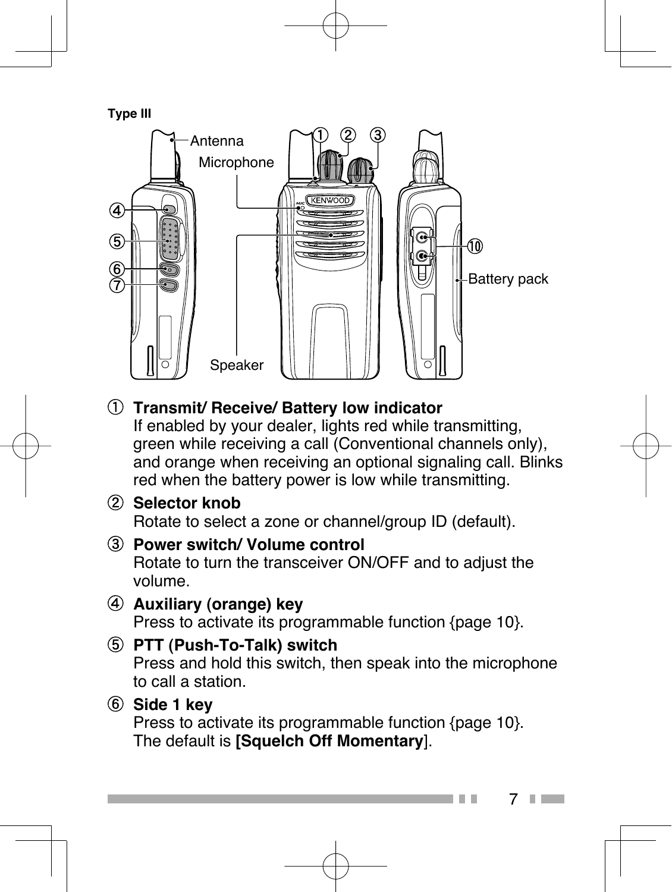**Type III**

① **Transmit/ Receive/ Battery low indicator**
If enabled by your dealer, lights red while transmitting, green while receiving a call (Conventional channels only), and orange when receiving an optional signaling call. Blinks red when the battery power is low while transmitting.

② **Selector knob**
Rotate to select a zone or channel/group ID (default).

③ **Power switch/ Volume control**
Rotate to turn the transceiver ON/OFF and to adjust the volume.

④ **Auxiliary (orange) key**
Press to activate its programmable function {page 10}.

⑤ **PTT (Push-To-Talk) switch**
Press and hold this switch, then speak into the microphone to call a station.

⑥ **Side 1 key**
Press to activate its programmable function {page 10}.
The default is **[Squelch Off Momentary]**.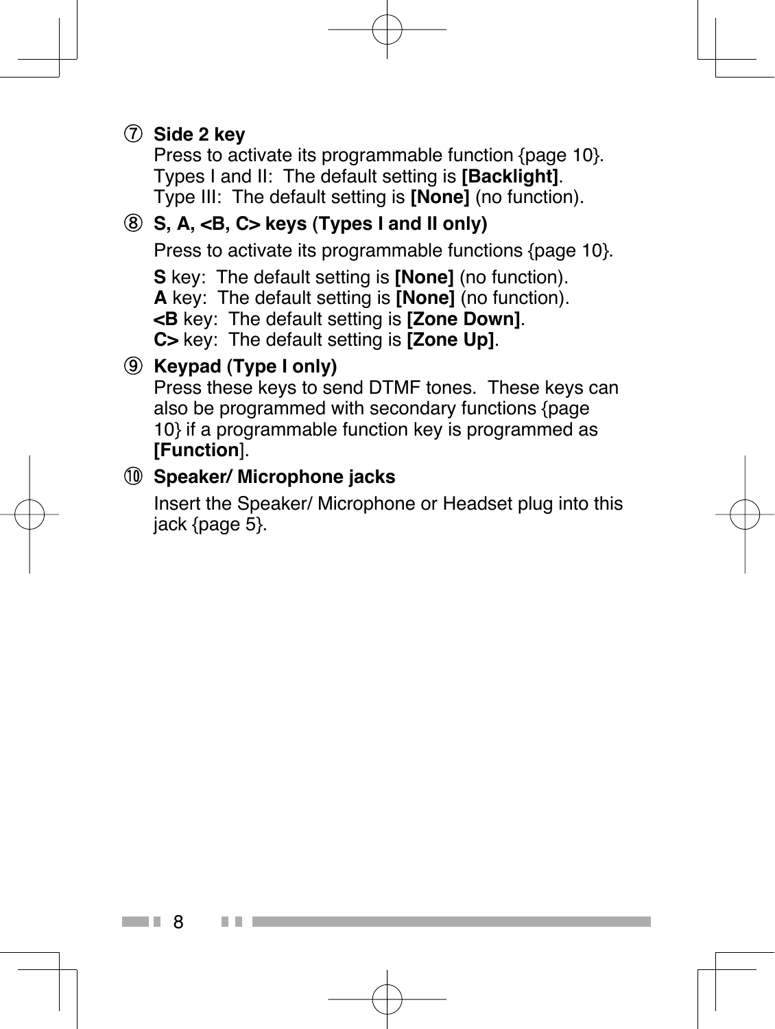⑦ **Side 2 key**
Press to activate its programmable function {page 10}.
Types I and II: The default setting is **[Backlight]**.
Type III: The default setting is **[None]** (no function).

⑧ **S, A, <B, C> keys (Types I and II only)**

Press to activate its programmable functions {page 10}.

**S** key: The default setting is **[None]** (no function).
**A** key: The default setting is **[None]** (no function).
**<B** key: The default setting is **[Zone Down]**.
**C>** key: The default setting is **[Zone Up]**.

⑨ **Keypad (Type I only)**
Press these keys to send DTMF tones. These keys can also be programmed with secondary functions {page 10} if a programmable function key is programmed as **[Function]**.

⑩ **Speaker/ Microphone jacks**

Insert the Speaker/ Microphone or Headset plug into this jack {page 5}.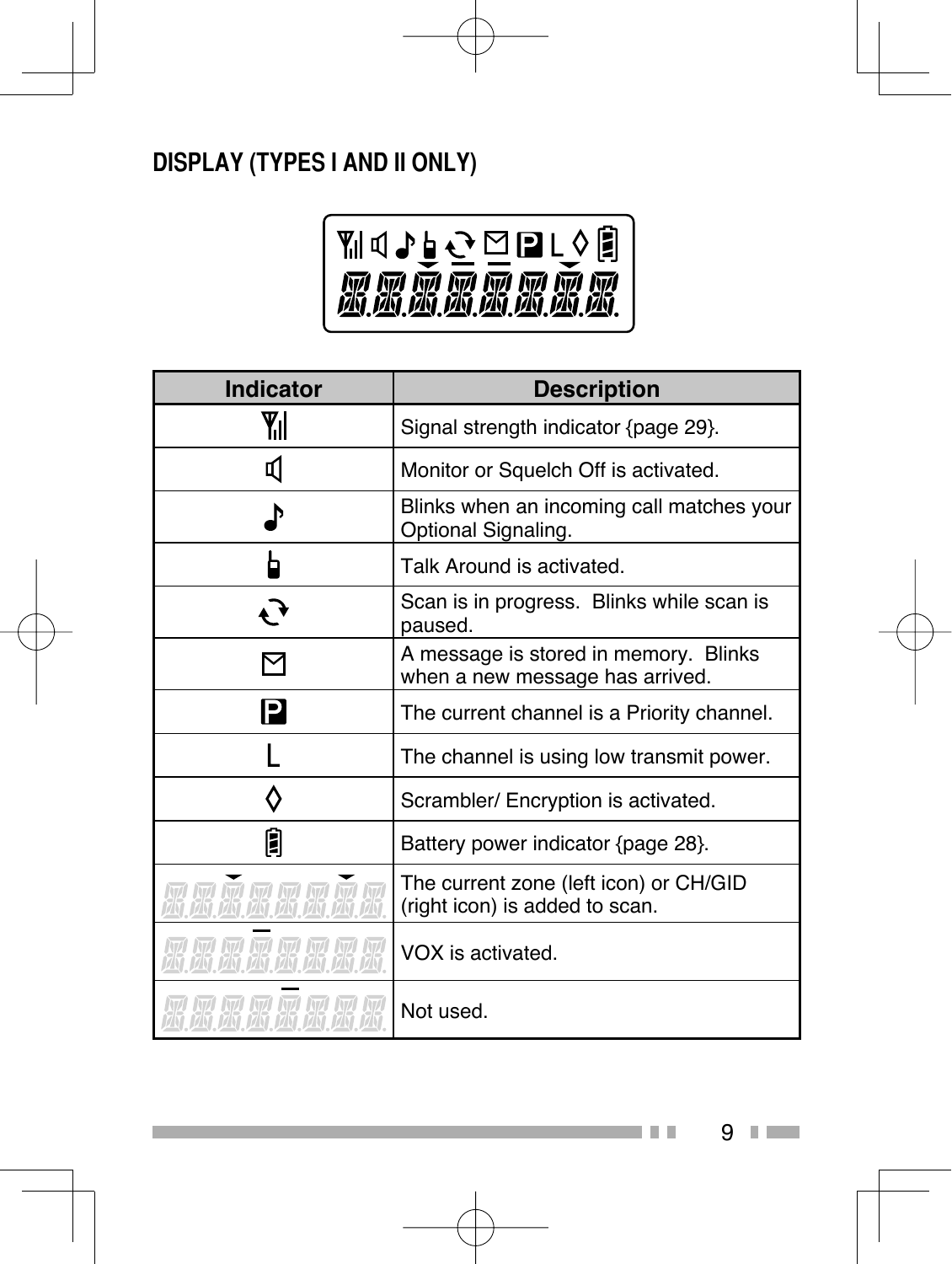## DISPLAY (TYPES I AND II ONLY)

| Indicator | Description |
|---|---|
| | Signal strength indicator {page 29}. |
| | Monitor or Squelch Off is activated. |
| | Blinks when an incoming call matches your Optional Signaling. |
| | Talk Around is activated. |
| | Scan is in progress. Blinks while scan is paused. |
| | A message is stored in memory. Blinks when a new message has arrived. |
| P | The current channel is a Priority channel. |
| L | The channel is using low transmit power. |
| ◊ | Scrambler/ Encryption is activated. |
| | Battery power indicator {page 28}. |
| | The current zone (left icon) or CH/GID (right icon) is added to scan. |
| | VOX is activated. |
| | Not used. |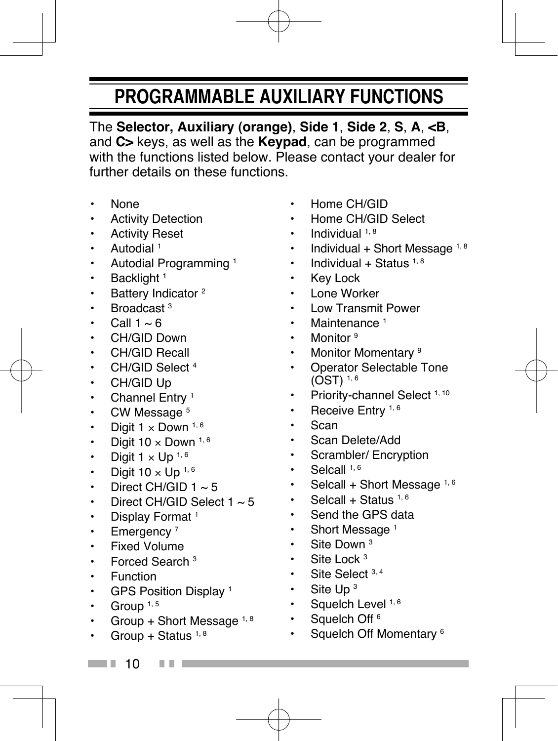# PROGRAMMABLE AUXILIARY FUNCTIONS

The **Selector, Auxiliary (orange)**, **Side 1**, **Side 2**, **S**, **A**, **<B**, and **C>** keys, as well as the **Keypad**, can be programmed with the functions listed below. Please contact your dealer for further details on these functions.

- None
- Activity Detection
- Activity Reset
- Autodial [1]
- Autodial Programming [1]
- Backlight [1]
- Battery Indicator [2]
- Broadcast [3]
- Call 1 ~ 6
- CH/GID Down
- CH/GID Recall
- CH/GID Select [4]
- CH/GID Up
- Channel Entry [1]
- CW Message [5]
- Digit 1 × Down [1, 6]
- Digit 10 × Down [1, 6]
- Digit 1 × Up [1, 6]
- Digit 10 × Up [1, 6]
- Direct CH/GID 1 ~ 5
- Direct CH/GID Select 1 ~ 5
- Display Format [1]
- Emergency [7]
- Fixed Volume
- Forced Search [3]
- Function
- GPS Position Display [1]
- Group [1, 5]
- Group + Short Message [1, 8]
- Group + Status [1, 8]
- Home CH/GID
- Home CH/GID Select
- Individual [1, 8]
- Individual + Short Message [1, 8]
- Individual + Status [1, 8]
- Key Lock
- Lone Worker
- Low Transmit Power
- Maintenance [1]
- Monitor [9]
- Monitor Momentary [9]
- Operator Selectable Tone (OST) [1, 6]
- Priority-channel Select [1, 10]
- Receive Entry [1, 6]
- Scan
- Scan Delete/Add
- Scrambler/ Encryption
- Selcall [1, 6]
- Selcall + Short Message [1, 6]
- Selcall + Status [1, 6]
- Send the GPS data
- Short Message [1]
- Site Down [3]
- Site Lock [3]
- Site Select [3, 4]
- Site Up [3]
- Squelch Level [1, 6]
- Squelch Off [6]
- Squelch Off Momentary [6]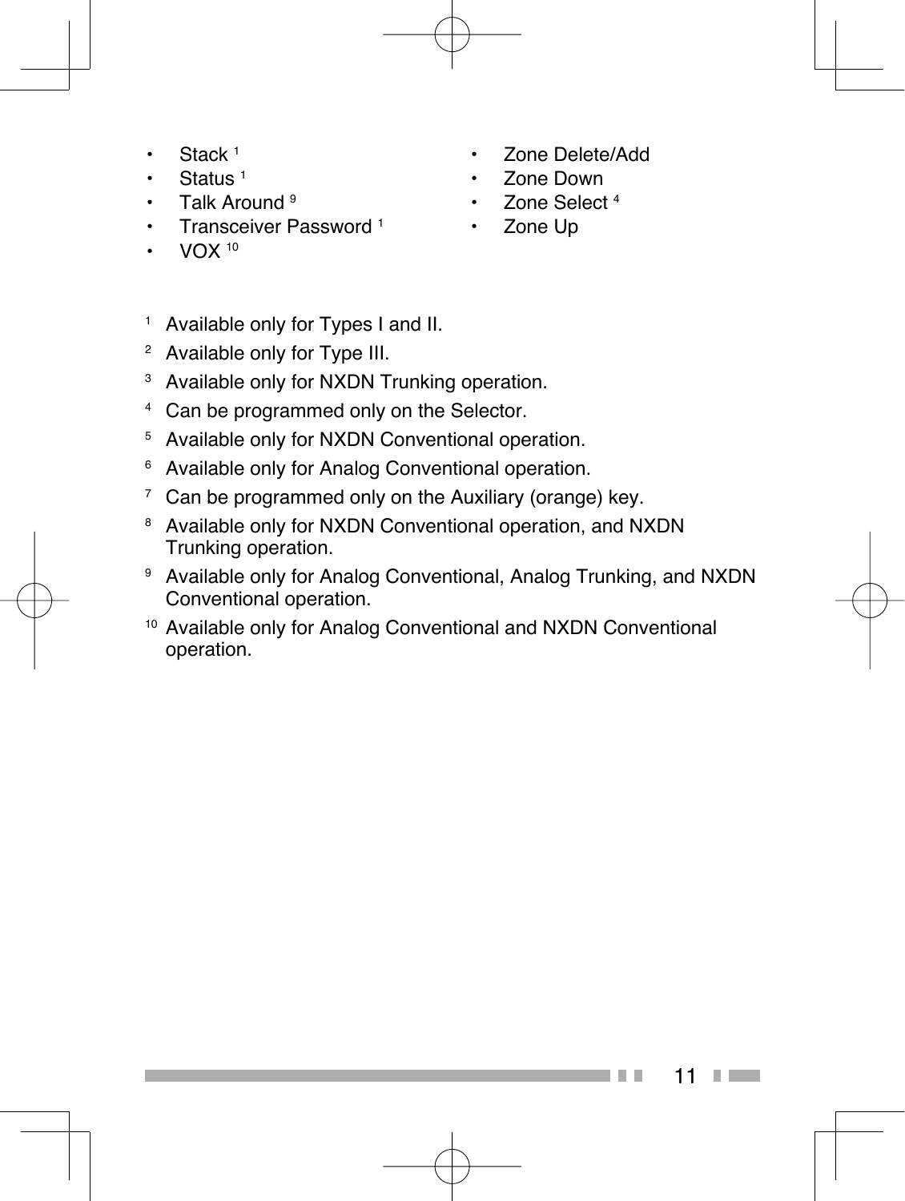- Stack [1]
- Status [1]
- Talk Around [9]
- Transceiver Password [1]
- VOX [10]
- Zone Delete/Add
- Zone Down
- Zone Select [4]
- Zone Up

[1] Available only for Types I and II.

[2] Available only for Type III.

[3] Available only for NXDN Trunking operation.

[4] Can be programmed only on the Selector.

[5] Available only for NXDN Conventional operation.

[6] Available only for Analog Conventional operation.

[7] Can be programmed only on the Auxiliary (orange) key.

[8] Available only for NXDN Conventional operation, and NXDN Trunking operation.

[9] Available only for Analog Conventional, Analog Trunking, and NXDN Conventional operation.

[10] Available only for Analog Conventional and NXDN Conventional operation.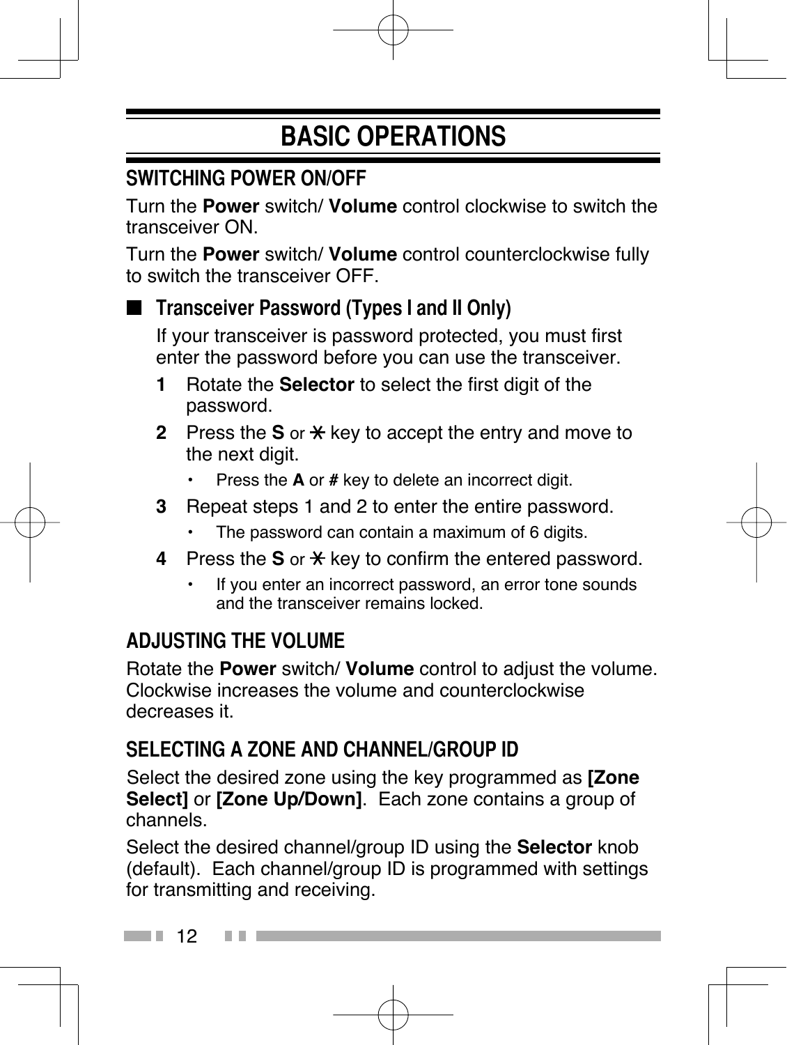# BASIC OPERATIONS

## SWITCHING POWER ON/OFF

Turn the **Power** switch/ **Volume** control clockwise to switch the transceiver ON.

Turn the **Power** switch/ **Volume** control counterclockwise fully to switch the transceiver OFF.

### ■ Transceiver Password (Types I and II Only)

If your transceiver is password protected, you must first enter the password before you can use the transceiver.

1. Rotate the **Selector** to select the first digit of the password.
2. Press the **S** or ✱ key to accept the entry and move to the next digit.
   - Press the **A** or **#** key to delete an incorrect digit.
3. Repeat steps 1 and 2 to enter the entire password.
   - The password can contain a maximum of 6 digits.
4. Press the **S** or ✱ key to confirm the entered password.
   - If you enter an incorrect password, an error tone sounds and the transceiver remains locked.

## ADJUSTING THE VOLUME

Rotate the **Power** switch/ **Volume** control to adjust the volume. Clockwise increases the volume and counterclockwise decreases it.

## SELECTING A ZONE AND CHANNEL/GROUP ID

Select the desired zone using the key programmed as **[Zone Select]** or **[Zone Up/Down]**. Each zone contains a group of channels.

Select the desired channel/group ID using the **Selector** knob (default). Each channel/group ID is programmed with settings for transmitting and receiving.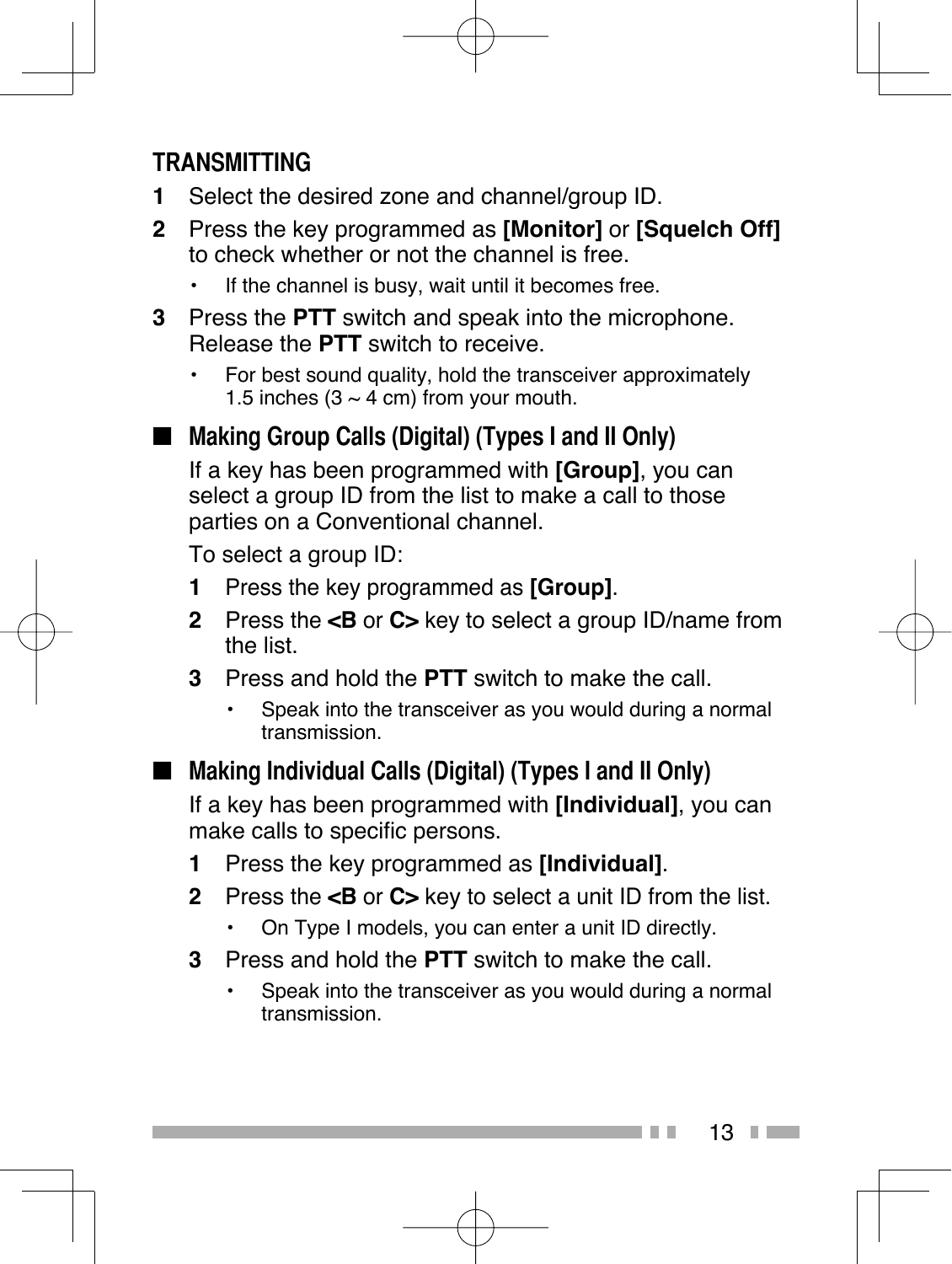## TRANSMITTING

1. Select the desired zone and channel/group ID.
2. Press the key programmed as **[Monitor]** or **[Squelch Off]** to check whether or not the channel is free.
   - If the channel is busy, wait until it becomes free.
3. Press the **PTT** switch and speak into the microphone. Release the **PTT** switch to receive.
   - For best sound quality, hold the transceiver approximately 1.5 inches (3 ~ 4 cm) from your mouth.

### ■ Making Group Calls (Digital) (Types I and II Only)

If a key has been programmed with **[Group]**, you can select a group ID from the list to make a call to those parties on a Conventional channel.

To select a group ID:

1. Press the key programmed as **[Group]**.
2. Press the **<B** or **C>** key to select a group ID/name from the list.
3. Press and hold the **PTT** switch to make the call.
   - Speak into the transceiver as you would during a normal transmission.

### ■ Making Individual Calls (Digital) (Types I and II Only)

If a key has been programmed with **[Individual]**, you can make calls to specific persons.

1. Press the key programmed as **[Individual]**.
2. Press the **<B** or **C>** key to select a unit ID from the list.
   - On Type I models, you can enter a unit ID directly.
3. Press and hold the **PTT** switch to make the call.
   - Speak into the transceiver as you would during a normal transmission.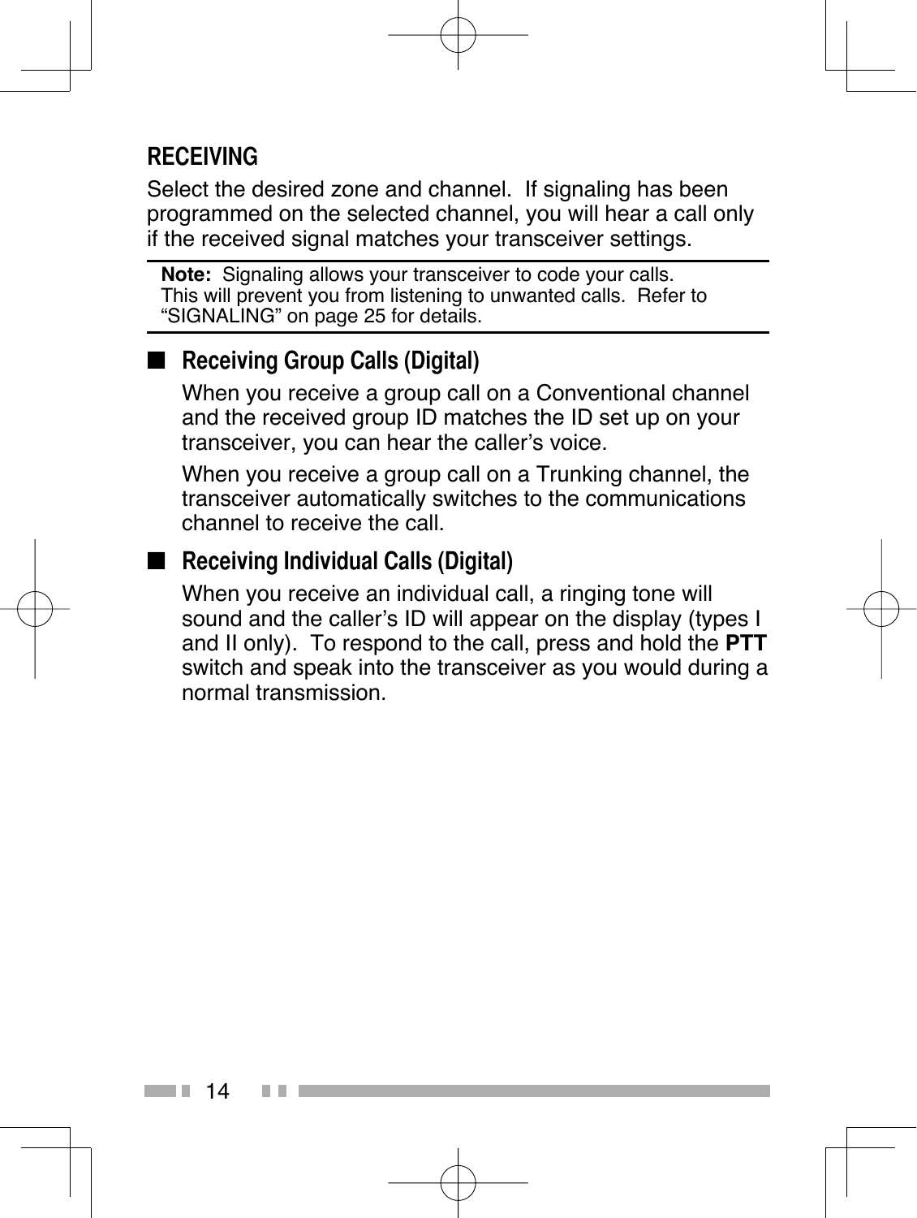## RECEIVING

Select the desired zone and channel. If signaling has been programmed on the selected channel, you will hear a call only if the received signal matches your transceiver settings.

---

**Note:** Signaling allows your transceiver to code your calls. This will prevent you from listening to unwanted calls. Refer to "SIGNALING" on page 25 for details.

---

### ■ Receiving Group Calls (Digital)

When you receive a group call on a Conventional channel and the received group ID matches the ID set up on your transceiver, you can hear the caller's voice.

When you receive a group call on a Trunking channel, the transceiver automatically switches to the communications channel to receive the call.

### ■ Receiving Individual Calls (Digital)

When you receive an individual call, a ringing tone will sound and the caller's ID will appear on the display (types I and II only). To respond to the call, press and hold the **PTT** switch and speak into the transceiver as you would during a normal transmission.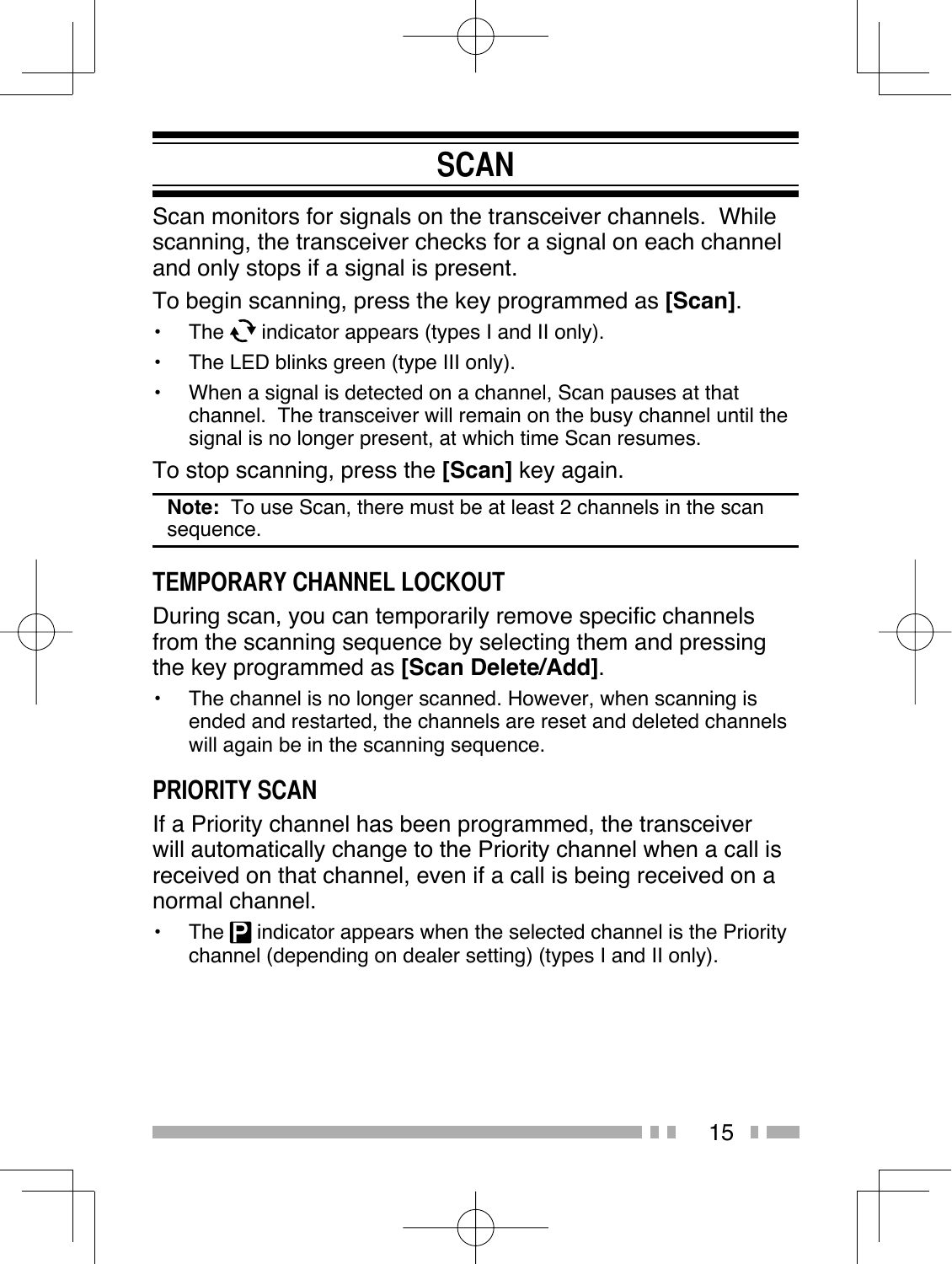# SCAN

Scan monitors for signals on the transceiver channels. While scanning, the transceiver checks for a signal on each channel and only stops if a signal is present.

To begin scanning, press the key programmed as **[Scan]**.

- The indicator appears (types I and II only).
- The LED blinks green (type III only).
- When a signal is detected on a channel, Scan pauses at that channel. The transceiver will remain on the busy channel until the signal is no longer present, at which time Scan resumes.

To stop scanning, press the **[Scan]** key again.

**Note:** To use Scan, there must be at least 2 channels in the scan sequence.

## TEMPORARY CHANNEL LOCKOUT

During scan, you can temporarily remove specific channels from the scanning sequence by selecting them and pressing the key programmed as **[Scan Delete/Add]**.

- The channel is no longer scanned. However, when scanning is ended and restarted, the channels are reset and deleted channels will again be in the scanning sequence.

## PRIORITY SCAN

If a Priority channel has been programmed, the transceiver will automatically change to the Priority channel when a call is received on that channel, even if a call is being received on a normal channel.

- The P indicator appears when the selected channel is the Priority channel (depending on dealer setting) (types I and II only).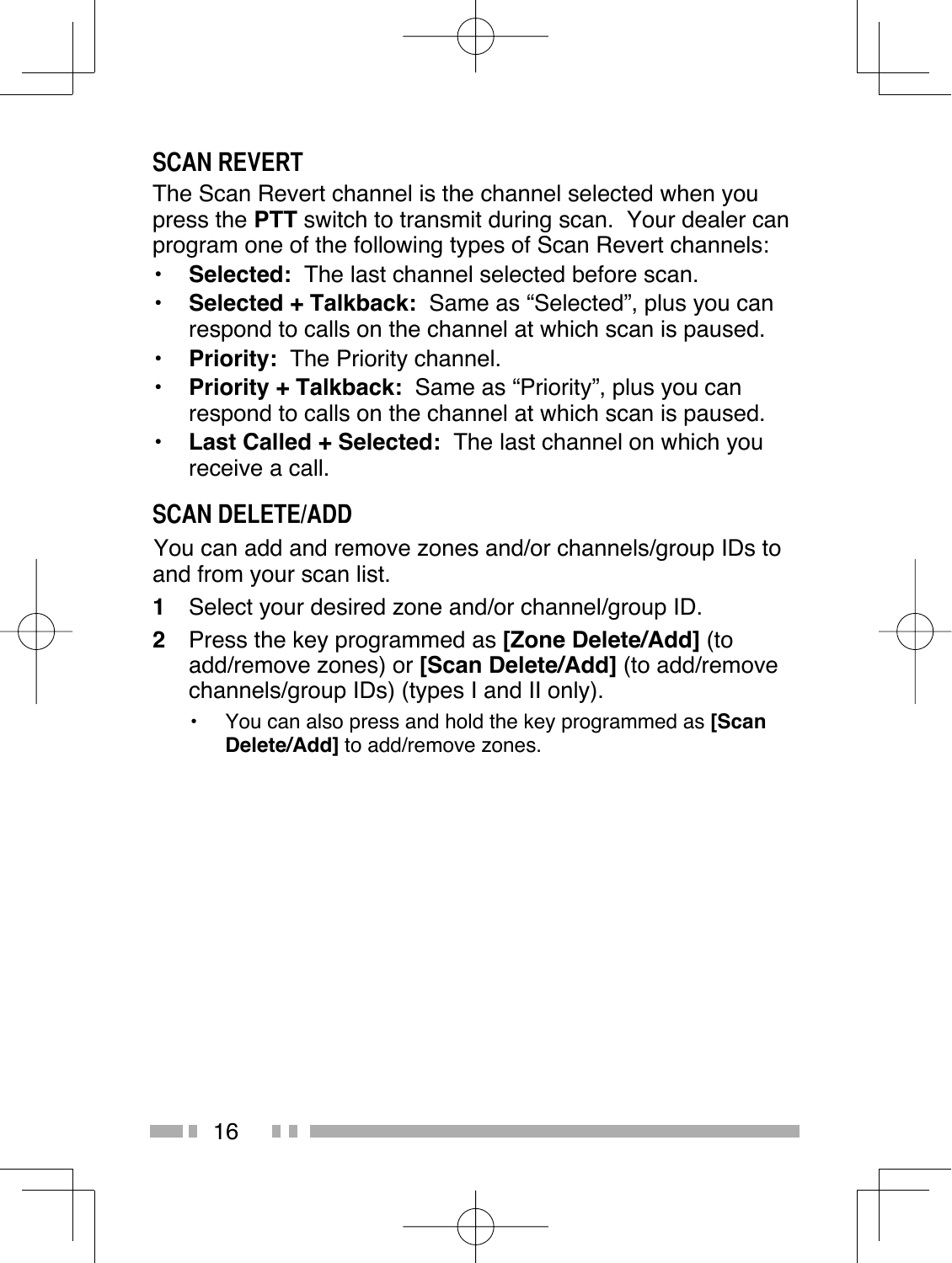## SCAN REVERT

The Scan Revert channel is the channel selected when you press the **PTT** switch to transmit during scan. Your dealer can program one of the following types of Scan Revert channels:

- **Selected:** The last channel selected before scan.
- **Selected + Talkback:** Same as "Selected", plus you can respond to calls on the channel at which scan is paused.
- **Priority:** The Priority channel.
- **Priority + Talkback:** Same as "Priority", plus you can respond to calls on the channel at which scan is paused.
- **Last Called + Selected:** The last channel on which you receive a call.

## SCAN DELETE/ADD

You can add and remove zones and/or channels/group IDs to and from your scan list.

1. Select your desired zone and/or channel/group ID.
2. Press the key programmed as **[Zone Delete/Add]** (to add/remove zones) or **[Scan Delete/Add]** (to add/remove channels/group IDs) (types I and II only).
    - You can also press and hold the key programmed as **[Scan Delete/Add]** to add/remove zones.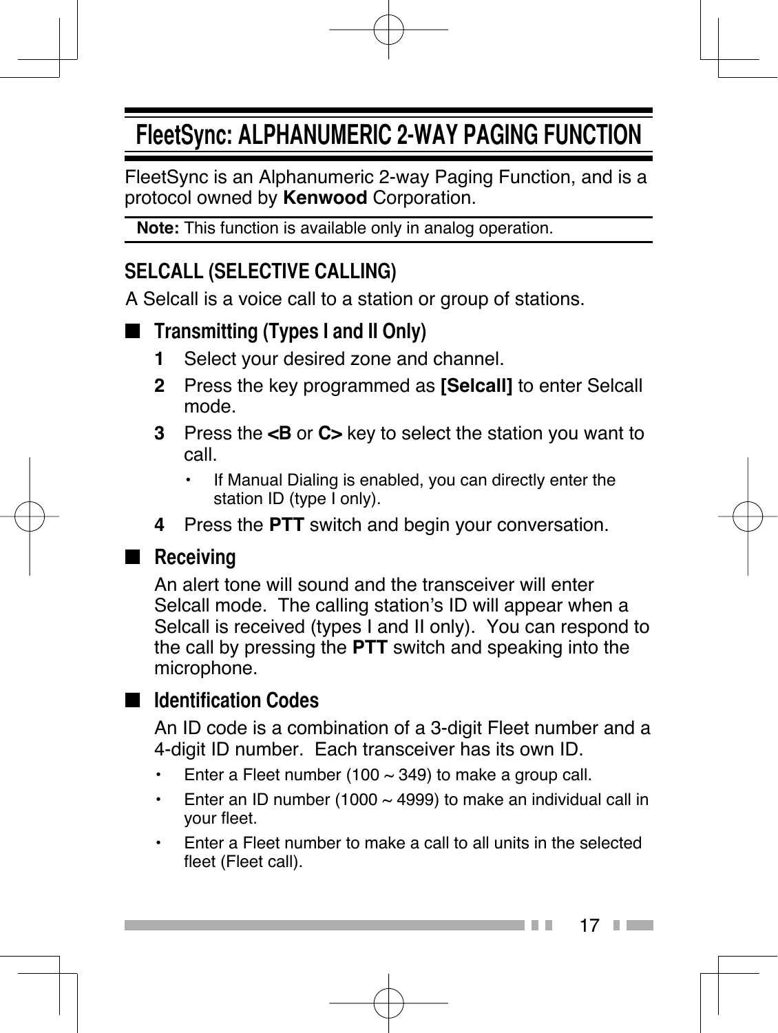# FleetSync: ALPHANUMERIC 2-WAY PAGING FUNCTION

FleetSync is an Alphanumeric 2-way Paging Function, and is a protocol owned by **Kenwood** Corporation.

**Note:** This function is available only in analog operation.

## SELCALL (SELECTIVE CALLING)

A Selcall is a voice call to a station or group of stations.

### ■ Transmitting (Types I and II Only)

1. Select your desired zone and channel.
2. Press the key programmed as **[Selcall]** to enter Selcall mode.
3. Press the **<B** or **C>** key to select the station you want to call.
   - If Manual Dialing is enabled, you can directly enter the station ID (type I only).
4. Press the **PTT** switch and begin your conversation.

### ■ Receiving

An alert tone will sound and the transceiver will enter Selcall mode. The calling station's ID will appear when a Selcall is received (types I and II only). You can respond to the call by pressing the **PTT** switch and speaking into the microphone.

### ■ Identification Codes

An ID code is a combination of a 3-digit Fleet number and a 4-digit ID number. Each transceiver has its own ID.

- Enter a Fleet number (100 ~ 349) to make a group call.
- Enter an ID number (1000 ~ 4999) to make an individual call in your fleet.
- Enter a Fleet number to make a call to all units in the selected fleet (Fleet call).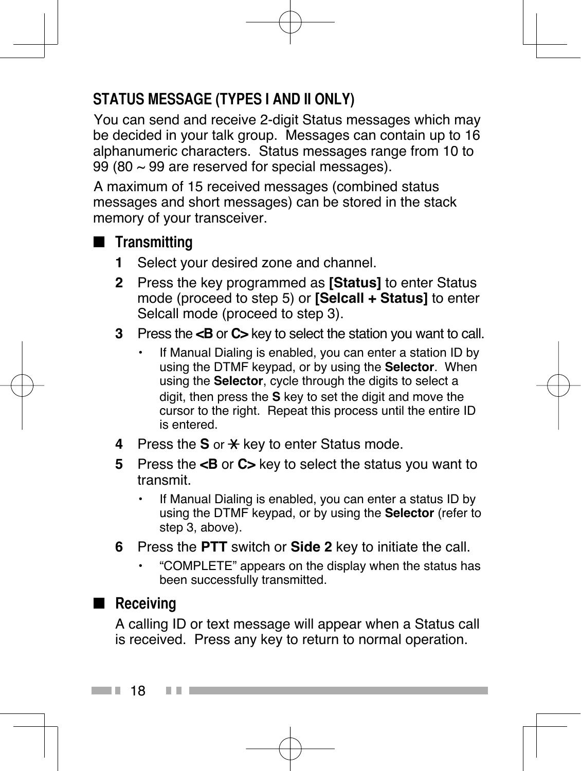## STATUS MESSAGE (TYPES I AND II ONLY)

You can send and receive 2-digit Status messages which may be decided in your talk group. Messages can contain up to 16 alphanumeric characters. Status messages range from 10 to 99 (80 ~ 99 are reserved for special messages).

A maximum of 15 received messages (combined status messages and short messages) can be stored in the stack memory of your transceiver.

### ■ Transmitting

1. Select your desired zone and channel.
2. Press the key programmed as **[Status]** to enter Status mode (proceed to step 5) or **[Selcall + Status]** to enter Selcall mode (proceed to step 3).
3. Press the **<B** or **C>** key to select the station you want to call.
   - If Manual Dialing is enabled, you can enter a station ID by using the DTMF keypad, or by using the **Selector**. When using the **Selector**, cycle through the digits to select a digit, then press the **S** key to set the digit and move the cursor to the right. Repeat this process until the entire ID is entered.
4. Press the **S** or ✕ key to enter Status mode.
5. Press the **<B** or **C>** key to select the status you want to transmit.
   - If Manual Dialing is enabled, you can enter a status ID by using the DTMF keypad, or by using the **Selector** (refer to step 3, above).
6. Press the **PTT** switch or **Side 2** key to initiate the call.
   - "COMPLETE" appears on the display when the status has been successfully transmitted.

### ■ Receiving

A calling ID or text message will appear when a Status call is received. Press any key to return to normal operation.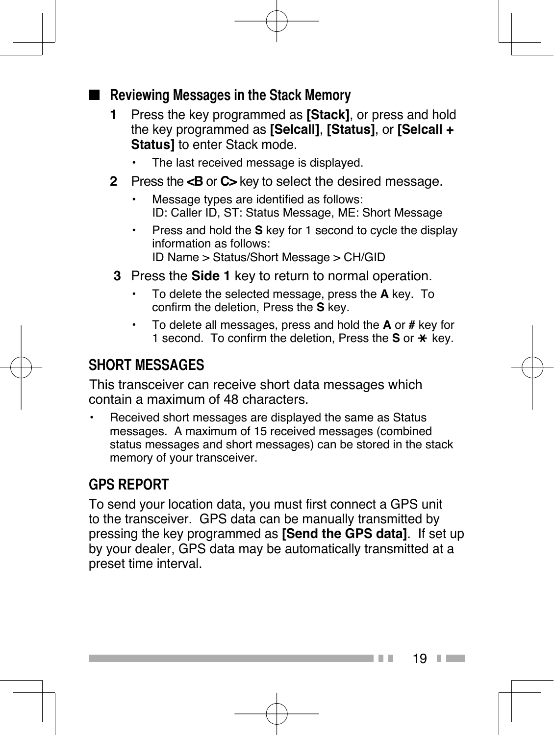### Reviewing Messages in the Stack Memory

1. Press the key programmed as **[Stack]**, or press and hold the key programmed as **[Selcall]**, **[Status]**, or **[Selcall + Status]** to enter Stack mode.
   - The last received message is displayed.
2. Press the **<B** or **C>** key to select the desired message.
   - Message types are identified as follows:
     ID: Caller ID, ST: Status Message, ME: Short Message
   - Press and hold the **S** key for 1 second to cycle the display information as follows:
     ID Name > Status/Short Message > CH/GID
3. Press the **Side 1** key to return to normal operation.
   - To delete the selected message, press the **A** key. To confirm the deletion, Press the **S** key.
   - To delete all messages, press and hold the **A** or **#** key for 1 second. To confirm the deletion, Press the **S** or **⁎** key.

## SHORT MESSAGES

This transceiver can receive short data messages which contain a maximum of 48 characters.

- Received short messages are displayed the same as Status messages. A maximum of 15 received messages (combined status messages and short messages) can be stored in the stack memory of your transceiver.

## GPS REPORT

To send your location data, you must first connect a GPS unit to the transceiver. GPS data can be manually transmitted by pressing the key programmed as **[Send the GPS data]**. If set up by your dealer, GPS data may be automatically transmitted at a preset time interval.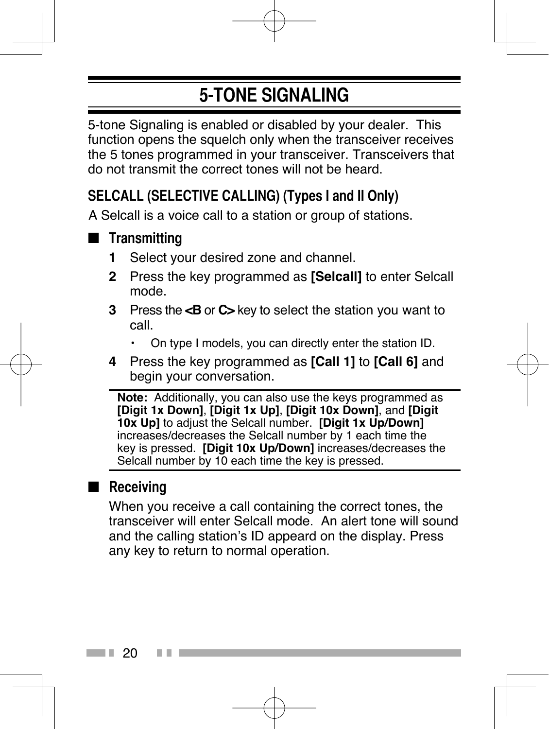# 5-TONE SIGNALING

5-tone Signaling is enabled or disabled by your dealer. This function opens the squelch only when the transceiver receives the 5 tones programmed in your transceiver. Transceivers that do not transmit the correct tones will not be heard.

## SELCALL (SELECTIVE CALLING) (Types I and II Only)

A Selcall is a voice call to a station or group of stations.

### ■ Transmitting

1. Select your desired zone and channel.
2. Press the key programmed as **[Selcall]** to enter Selcall mode.
3. Press the **<B** or **C>** key to select the station you want to call.
   - On type I models, you can directly enter the station ID.
4. Press the key programmed as **[Call 1]** to **[Call 6]** and begin your conversation.

**Note:** Additionally, you can also use the keys programmed as **[Digit 1x Down]**, **[Digit 1x Up]**, **[Digit 10x Down]**, and **[Digit 10x Up]** to adjust the Selcall number. **[Digit 1x Up/Down]** increases/decreases the Selcall number by 1 each time the key is pressed. **[Digit 10x Up/Down]** increases/decreases the Selcall number by 10 each time the key is pressed.

### ■ Receiving

When you receive a call containing the correct tones, the transceiver will enter Selcall mode. An alert tone will sound and the calling station's ID appeard on the display. Press any key to return to normal operation.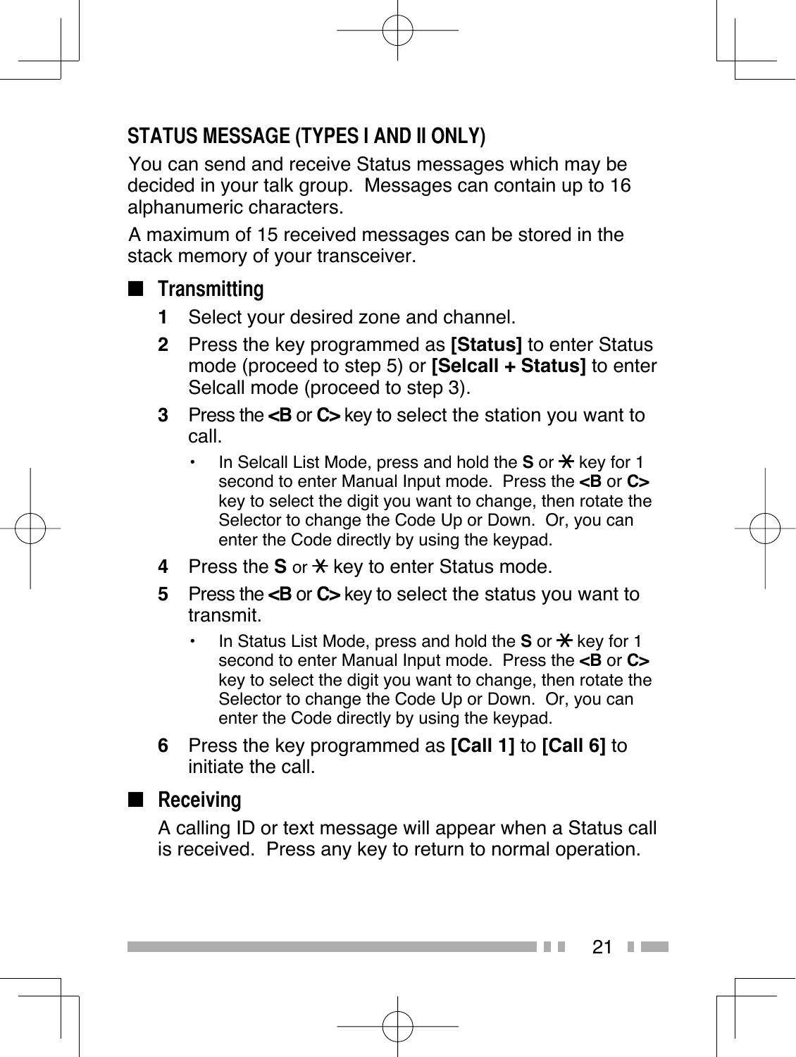## STATUS MESSAGE (TYPES I AND II ONLY)

You can send and receive Status messages which may be decided in your talk group. Messages can contain up to 16 alphanumeric characters.

A maximum of 15 received messages can be stored in the stack memory of your transceiver.

### ■ Transmitting

1. Select your desired zone and channel.
2. Press the key programmed as **[Status]** to enter Status mode (proceed to step 5) or **[Selcall + Status]** to enter Selcall mode (proceed to step 3).
3. Press the **<B** or **C>** key to select the station you want to call.
   - In Selcall List Mode, press and hold the **S** or ✱ key for 1 second to enter Manual Input mode. Press the **<B** or **C>** key to select the digit you want to change, then rotate the Selector to change the Code Up or Down. Or, you can enter the Code directly by using the keypad.
4. Press the **S** or ✱ key to enter Status mode.
5. Press the **<B** or **C>** key to select the status you want to transmit.
   - In Status List Mode, press and hold the **S** or ✱ key for 1 second to enter Manual Input mode. Press the **<B** or **C>** key to select the digit you want to change, then rotate the Selector to change the Code Up or Down. Or, you can enter the Code directly by using the keypad.
6. Press the key programmed as **[Call 1]** to **[Call 6]** to initiate the call.

### ■ Receiving

A calling ID or text message will appear when a Status call is received. Press any key to return to normal operation.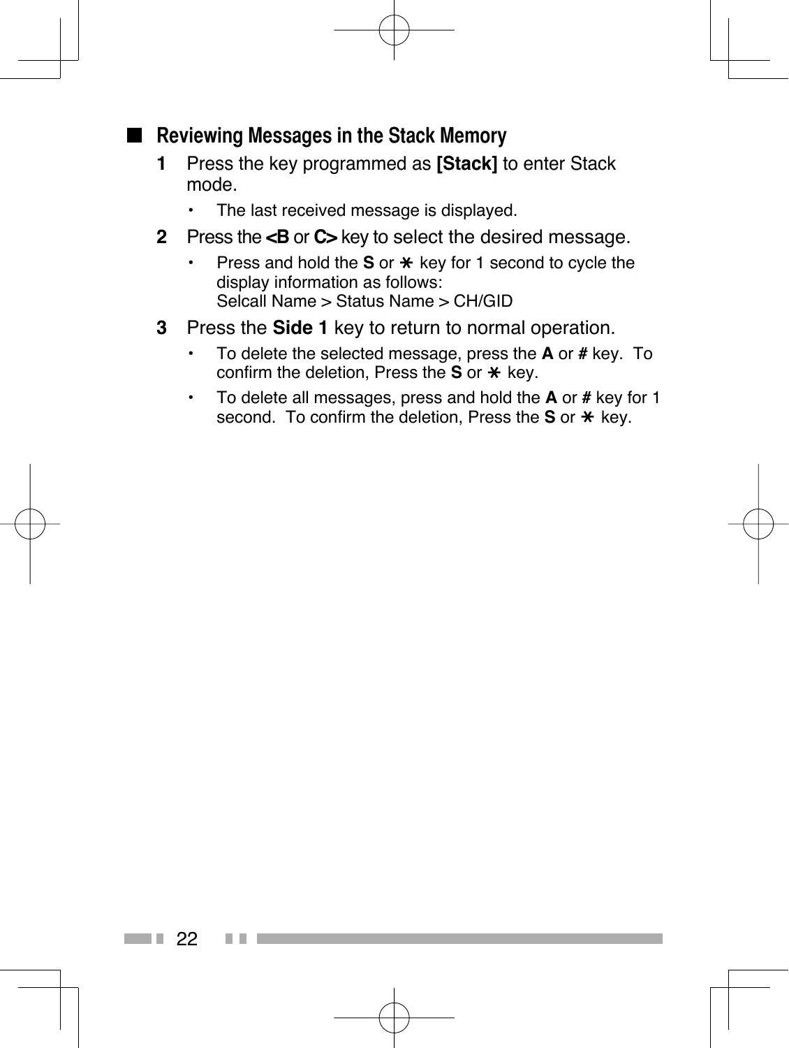## Reviewing Messages in the Stack Memory

1. Press the key programmed as **[Stack]** to enter Stack mode.
   - The last received message is displayed.
2. Press the **<B** or **C>** key to select the desired message.
   - Press and hold the **S** or ✱ key for 1 second to cycle the display information as follows:
     Selcall Name > Status Name > CH/GID
3. Press the **Side 1** key to return to normal operation.
   - To delete the selected message, press the **A** or **#** key. To confirm the deletion, Press the **S** or ✱ key.
   - To delete all messages, press and hold the **A** or **#** key for 1 second. To confirm the deletion, Press the **S** or ✱ key.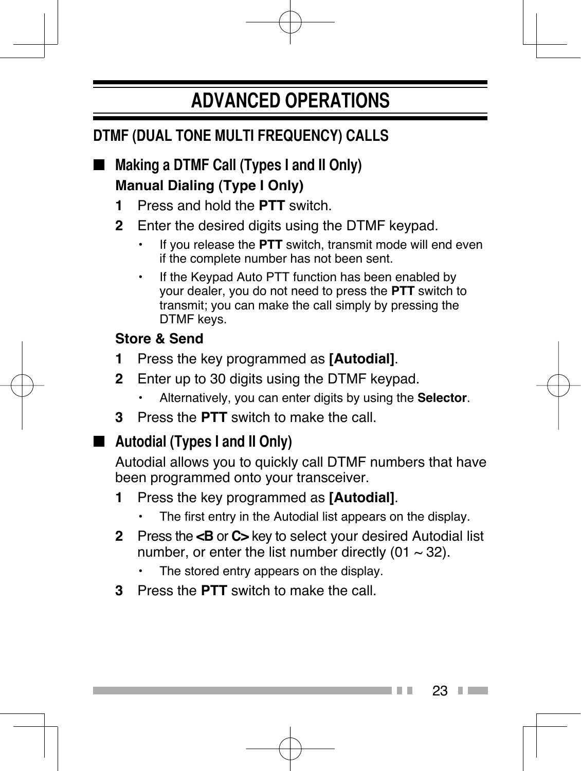# ADVANCED OPERATIONS

## DTMF (DUAL TONE MULTI FREQUENCY) CALLS

### ■ Making a DTMF Call (Types I and II Only)

**Manual Dialing (Type I Only)**

**1** Press and hold the **PTT** switch.

**2** Enter the desired digits using the DTMF keypad.

- If you release the **PTT** switch, transmit mode will end even if the complete number has not been sent.
- If the Keypad Auto PTT function has been enabled by your dealer, you do not need to press the **PTT** switch to transmit; you can make the call simply by pressing the DTMF keys.

**Store & Send**

**1** Press the key programmed as **[Autodial]**.

**2** Enter up to 30 digits using the DTMF keypad.

- Alternatively, you can enter digits by using the **Selector**.

**3** Press the **PTT** switch to make the call.

### ■ Autodial (Types I and II Only)

Autodial allows you to quickly call DTMF numbers that have been programmed onto your transceiver.

**1** Press the key programmed as **[Autodial]**.

- The first entry in the Autodial list appears on the display.

**2** Press the **<B** or **C>** key to select your desired Autodial list number, or enter the list number directly (01 ~ 32).

- The stored entry appears on the display.

**3** Press the **PTT** switch to make the call.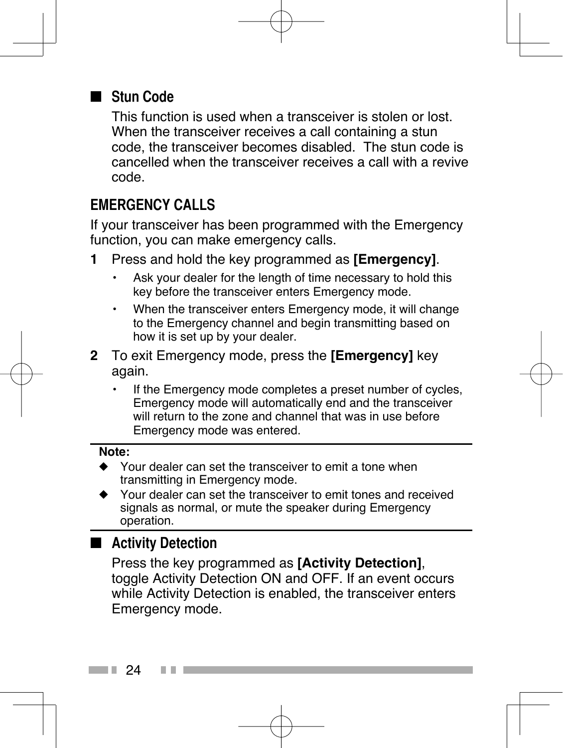### ■ Stun Code

This function is used when a transceiver is stolen or lost. When the transceiver receives a call containing a stun code, the transceiver becomes disabled. The stun code is cancelled when the transceiver receives a call with a revive code.

## EMERGENCY CALLS

If your transceiver has been programmed with the Emergency function, you can make emergency calls.

1. Press and hold the key programmed as **[Emergency]**.
   - Ask your dealer for the length of time necessary to hold this key before the transceiver enters Emergency mode.
   - When the transceiver enters Emergency mode, it will change to the Emergency channel and begin transmitting based on how it is set up by your dealer.
2. To exit Emergency mode, press the **[Emergency]** key again.
   - If the Emergency mode completes a preset number of cycles, Emergency mode will automatically end and the transceiver will return to the zone and channel that was in use before Emergency mode was entered.

---

**Note:**

- ◆ Your dealer can set the transceiver to emit a tone when transmitting in Emergency mode.
- ◆ Your dealer can set the transceiver to emit tones and received signals as normal, or mute the speaker during Emergency operation.

---

### ■ Activity Detection

Press the key programmed as **[Activity Detection]**, toggle Activity Detection ON and OFF. If an event occurs while Activity Detection is enabled, the transceiver enters Emergency mode.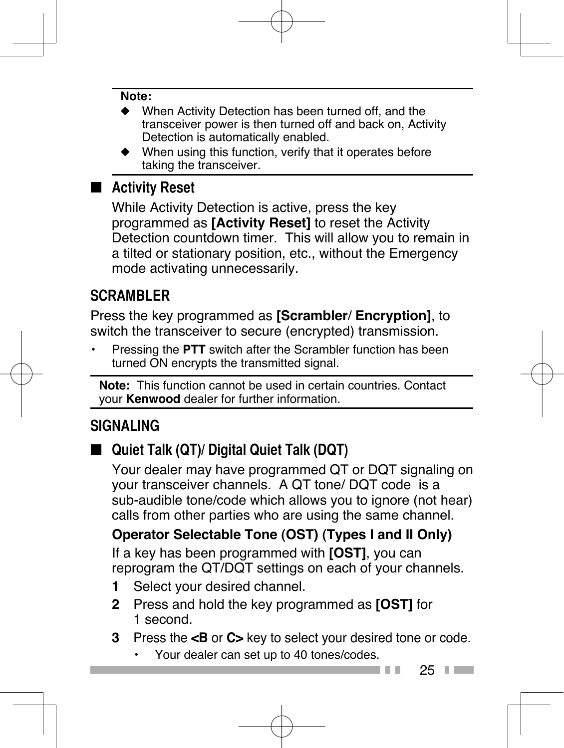**Note:**

- ◆ When Activity Detection has been turned off, and the transceiver power is then turned off and back on, Activity Detection is automatically enabled.
- ◆ When using this function, verify that it operates before taking the transceiver.

### ■ Activity Reset

While Activity Detection is active, press the key programmed as **[Activity Reset]** to reset the Activity Detection countdown timer. This will allow you to remain in a tilted or stationary position, etc., without the Emergency mode activating unnecessarily.

## SCRAMBLER

Press the key programmed as **[Scrambler/ Encryption]**, to switch the transceiver to secure (encrypted) transmission.

- Pressing the **PTT** switch after the Scrambler function has been turned ON encrypts the transmitted signal.

**Note:** This function cannot be used in certain countries. Contact your **Kenwood** dealer for further information.

## SIGNALING

### ■ Quiet Talk (QT)/ Digital Quiet Talk (DQT)

Your dealer may have programmed QT or DQT signaling on your transceiver channels. A QT tone/ DQT code is a sub-audible tone/code which allows you to ignore (not hear) calls from other parties who are using the same channel.

**Operator Selectable Tone (OST) (Types I and II Only)**

If a key has been programmed with **[OST]**, you can reprogram the QT/DQT settings on each of your channels.

1. Select your desired channel.
2. Press and hold the key programmed as **[OST]** for 1 second.
3. Press the **<B** or **C>** key to select your desired tone or code.
   - Your dealer can set up to 40 tones/codes.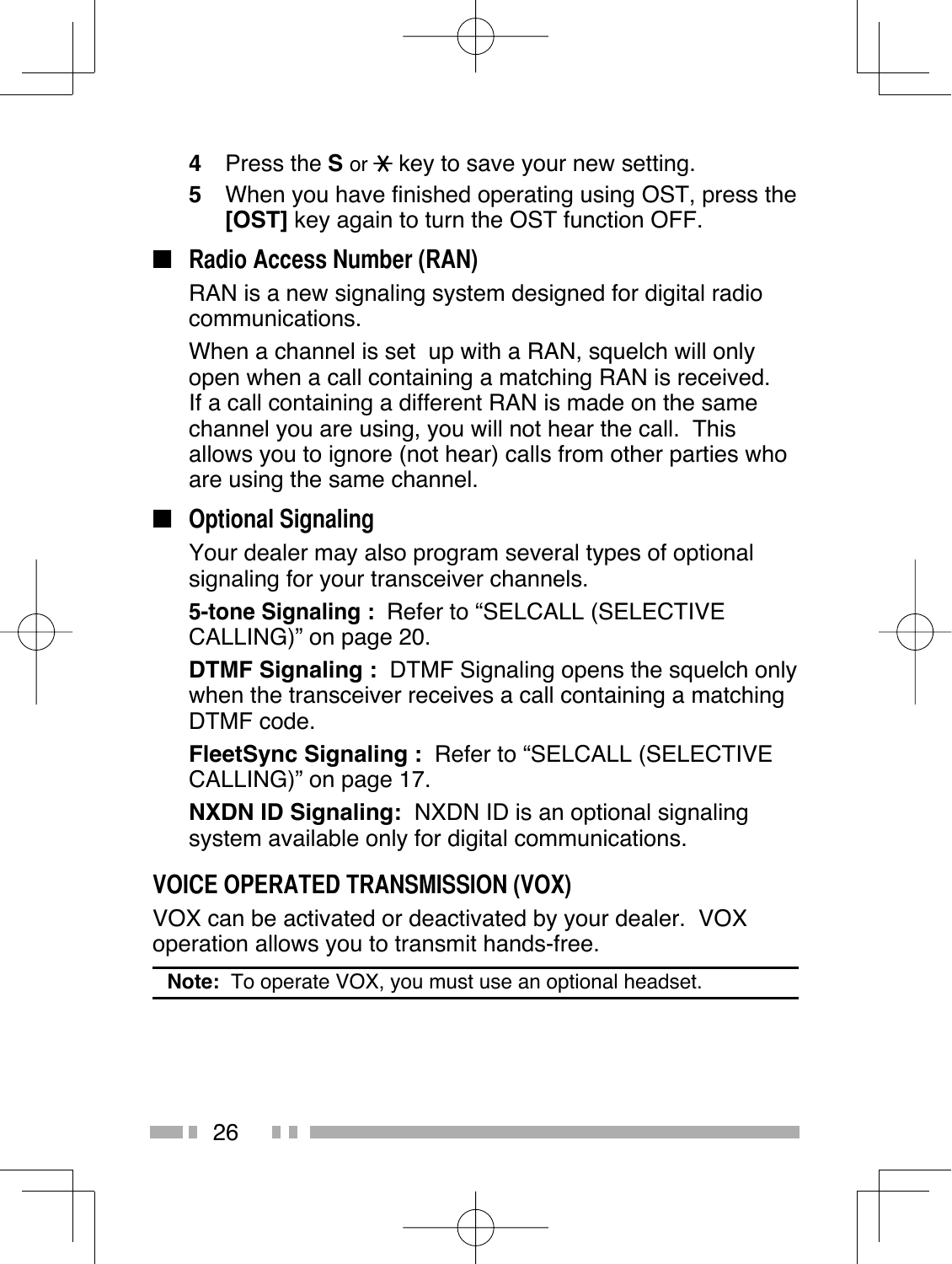4 Press the **S** or **X** key to save your new setting.

5 When you have finished operating using OST, press the **[OST]** key again to turn the OST function OFF.

## ■ Radio Access Number (RAN)

RAN is a new signaling system designed for digital radio communications.

When a channel is set up with a RAN, squelch will only open when a call containing a matching RAN is received. If a call containing a different RAN is made on the same channel you are using, you will not hear the call. This allows you to ignore (not hear) calls from other parties who are using the same channel.

## ■ Optional Signaling

Your dealer may also program several types of optional signaling for your transceiver channels.

**5-tone Signaling :** Refer to "SELCALL (SELECTIVE CALLING)" on page 20.

**DTMF Signaling :** DTMF Signaling opens the squelch only when the transceiver receives a call containing a matching DTMF code.

**FleetSync Signaling :** Refer to "SELCALL (SELECTIVE CALLING)" on page 17.

**NXDN ID Signaling:** NXDN ID is an optional signaling system available only for digital communications.

# VOICE OPERATED TRANSMISSION (VOX)

VOX can be activated or deactivated by your dealer. VOX operation allows you to transmit hands-free.

**Note:** To operate VOX, you must use an optional headset.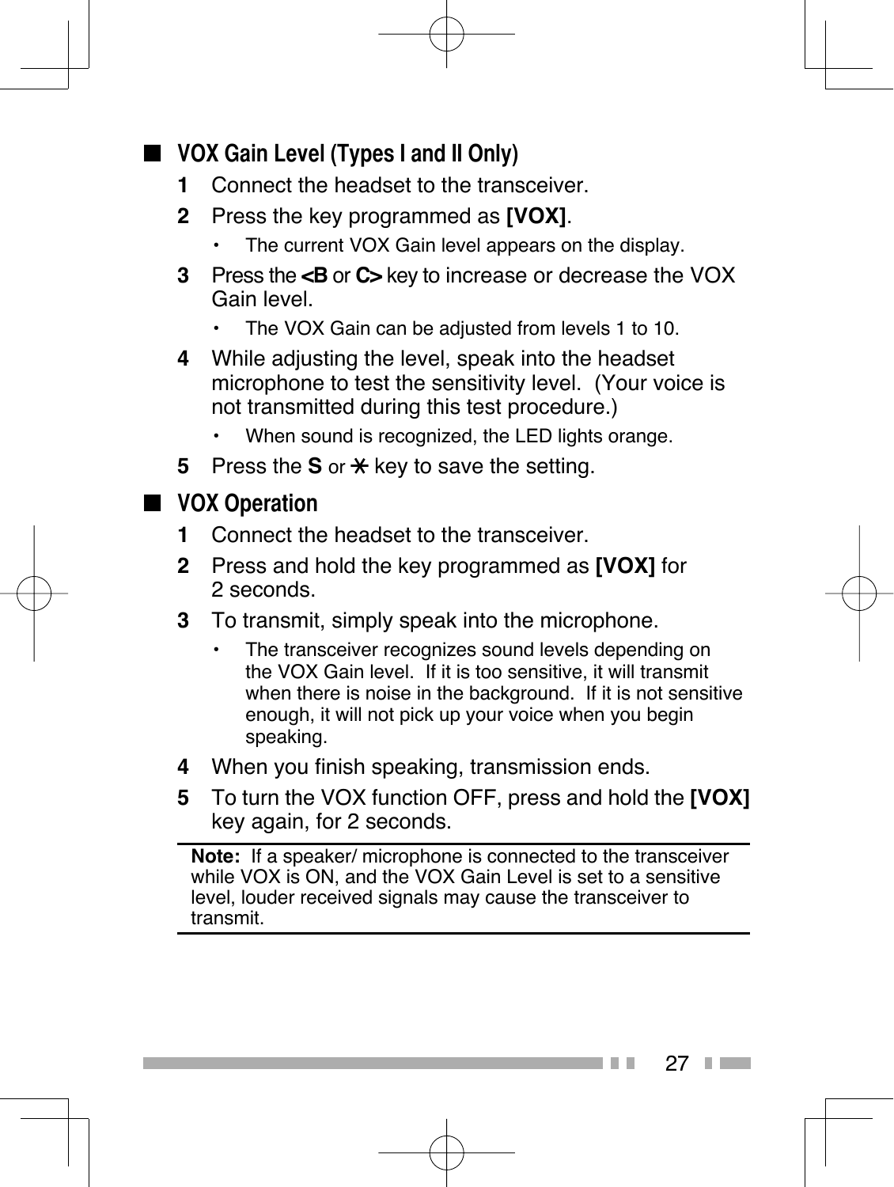## ■ VOX Gain Level (Types I and II Only)

1. Connect the headset to the transceiver.
2. Press the key programmed as **[VOX]**.
   - The current VOX Gain level appears on the display.
3. Press the **<B** or **C>** key to increase or decrease the VOX Gain level.
   - The VOX Gain can be adjusted from levels 1 to 10.
4. While adjusting the level, speak into the headset microphone to test the sensitivity level. (Your voice is not transmitted during this test procedure.)
   - When sound is recognized, the LED lights orange.
5. Press the **S** or ✱ key to save the setting.

## ■ VOX Operation

1. Connect the headset to the transceiver.
2. Press and hold the key programmed as **[VOX]** for 2 seconds.
3. To transmit, simply speak into the microphone.
   - The transceiver recognizes sound levels depending on the VOX Gain level. If it is too sensitive, it will transmit when there is noise in the background. If it is not sensitive enough, it will not pick up your voice when you begin speaking.
4. When you finish speaking, transmission ends.
5. To turn the VOX function OFF, press and hold the **[VOX]** key again, for 2 seconds.

---

**Note:** If a speaker/ microphone is connected to the transceiver while VOX is ON, and the VOX Gain Level is set to a sensitive level, louder received signals may cause the transceiver to transmit.

---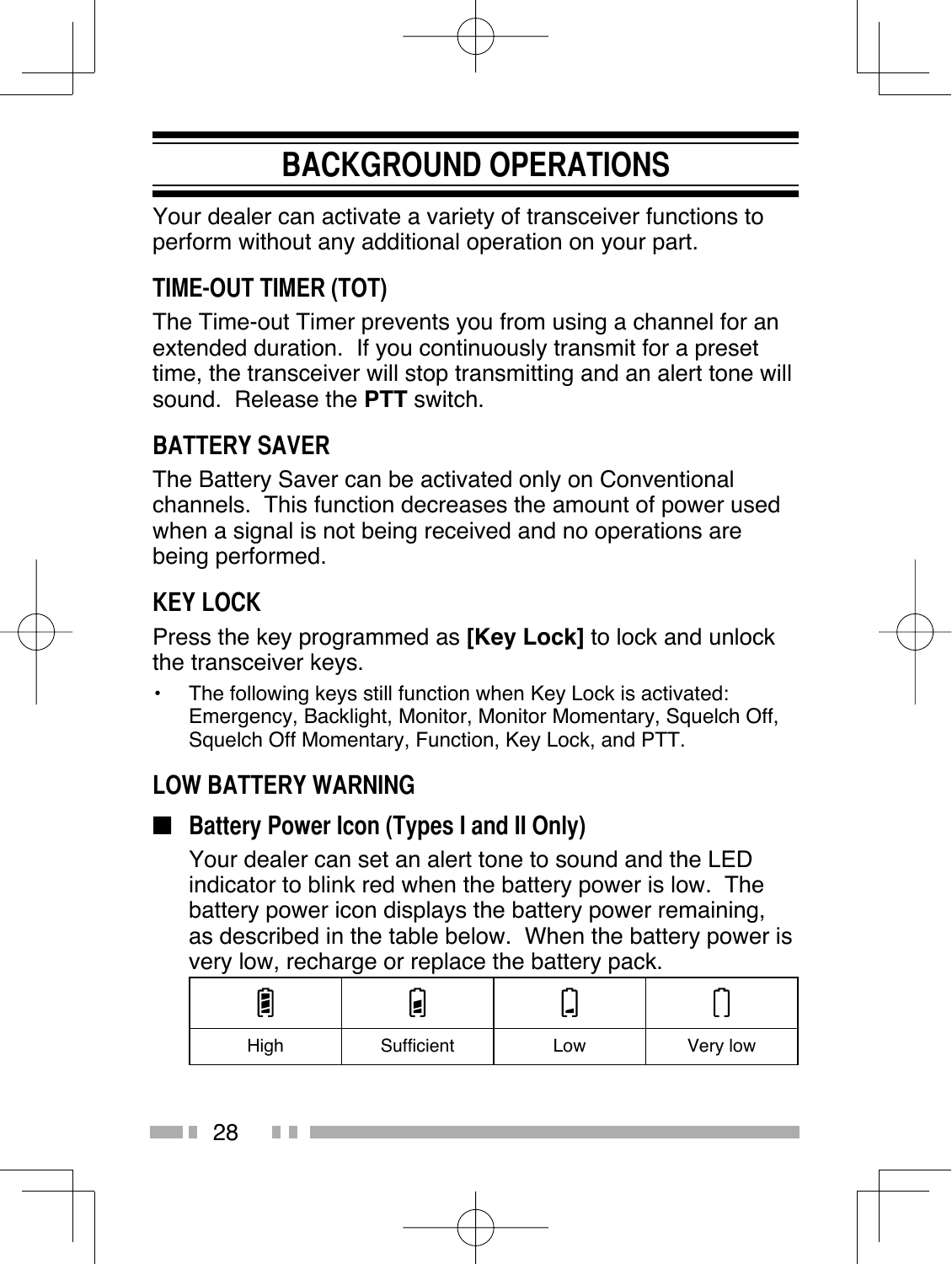# BACKGROUND OPERATIONS

Your dealer can activate a variety of transceiver functions to perform without any additional operation on your part.

## TIME-OUT TIMER (TOT)

The Time-out Timer prevents you from using a channel for an extended duration. If you continuously transmit for a preset time, the transceiver will stop transmitting and an alert tone will sound. Release the **PTT** switch.

## BATTERY SAVER

The Battery Saver can be activated only on Conventional channels. This function decreases the amount of power used when a signal is not being received and no operations are being performed.

## KEY LOCK

Press the key programmed as **[Key Lock]** to lock and unlock the transceiver keys.

- The following keys still function when Key Lock is activated: Emergency, Backlight, Monitor, Monitor Momentary, Squelch Off, Squelch Off Momentary, Function, Key Lock, and PTT.

## LOW BATTERY WARNING

### ■ Battery Power Icon (Types I and II Only)

Your dealer can set an alert tone to sound and the LED indicator to blink red when the battery power is low. The battery power icon displays the battery power remaining, as described in the table below. When the battery power is very low, recharge or replace the battery pack.

| | | | |
|---|---|---|---|
| High | Sufficient | Low | Very low |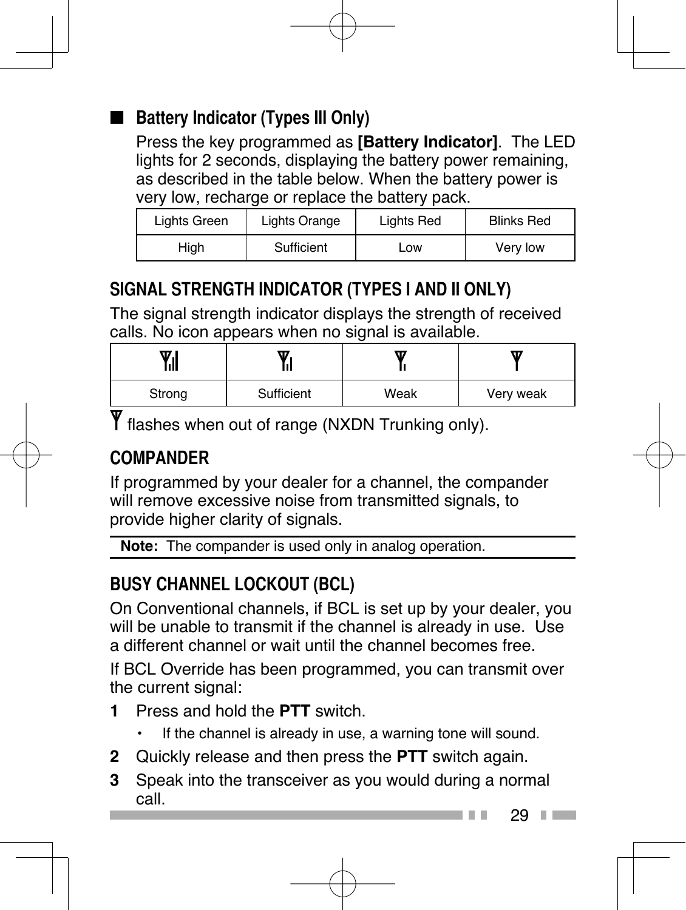### ■ Battery Indicator (Types III Only)

Press the key programmed as **[Battery Indicator]**. The LED lights for 2 seconds, displaying the battery power remaining, as described in the table below. When the battery power is very low, recharge or replace the battery pack.

| Lights Green | Lights Orange | Lights Red | Blinks Red |
|---|---|---|---|
| High | Sufficient | Low | Very low |

## SIGNAL STRENGTH INDICATOR (TYPES I AND II ONLY)

The signal strength indicator displays the strength of received calls. No icon appears when no signal is available.

| Y.ıl | Y.ı | Y. | Y |
|---|---|---|---|
| Strong | Sufficient | Weak | Very weak |

Y flashes when out of range (NXDN Trunking only).

## COMPANDER

If programmed by your dealer for a channel, the compander will remove excessive noise from transmitted signals, to provide higher clarity of signals.

**Note:** The compander is used only in analog operation.

## BUSY CHANNEL LOCKOUT (BCL)

On Conventional channels, if BCL is set up by your dealer, you will be unable to transmit if the channel is already in use. Use a different channel or wait until the channel becomes free.

If BCL Override has been programmed, you can transmit over the current signal:

1. Press and hold the **PTT** switch.
   - If the channel is already in use, a warning tone will sound.
2. Quickly release and then press the **PTT** switch again.
3. Speak into the transceiver as you would during a normal call.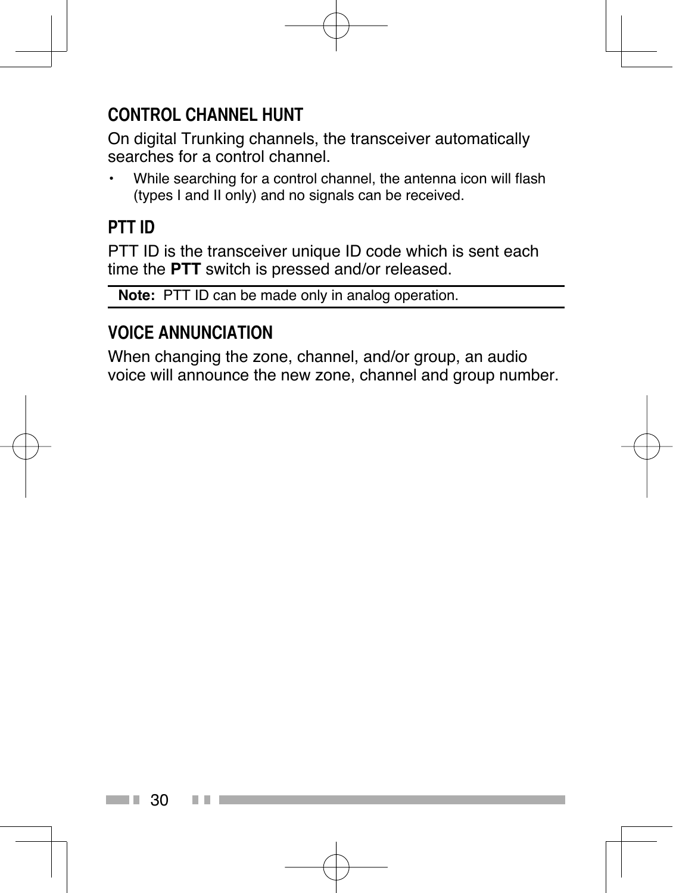## CONTROL CHANNEL HUNT

On digital Trunking channels, the transceiver automatically searches for a control channel.

- While searching for a control channel, the antenna icon will flash (types I and II only) and no signals can be received.

## PTT ID

PTT ID is the transceiver unique ID code which is sent each time the **PTT** switch is pressed and/or released.

**Note:** PTT ID can be made only in analog operation.

## VOICE ANNUNCIATION

When changing the zone, channel, and/or group, an audio voice will announce the new zone, channel and group number.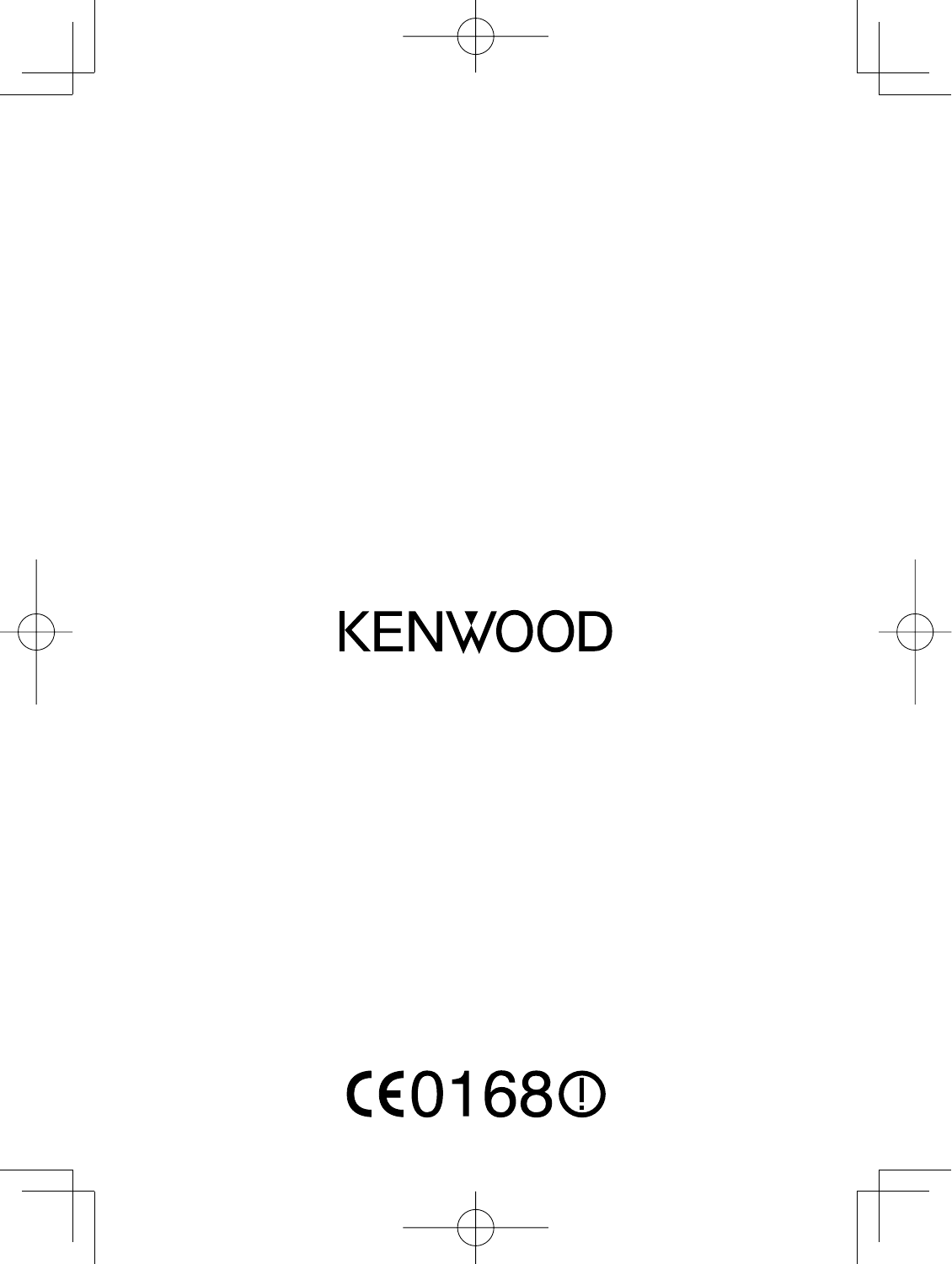KENWOOD

CE0168ⓘ